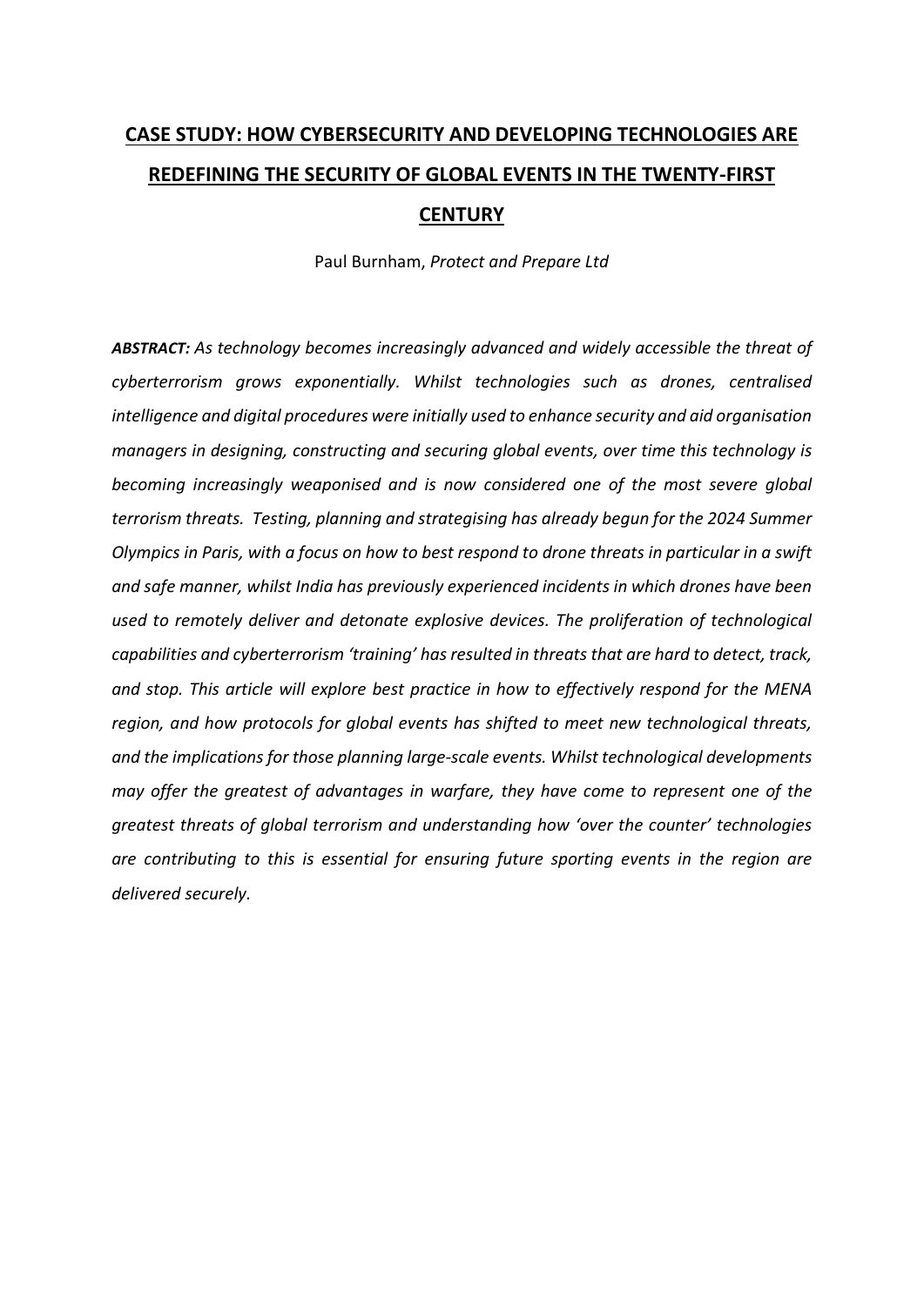# CASE STUDY: HOW CYBERSECURITY AND DEVELOPING TECHNOLOGIES ARE REDEFINING THE SECURITY OF GLOBAL EVENTS IN THE TWENTY-FIRST CENTURY

Paul Burnham, *Protect and Prepare Ltd*

***ABSTRACT:*** *As technology becomes increasingly advanced and widely accessible the threat of cyberterrorism grows exponentially. Whilst technologies such as drones, centralised intelligence and digital procedures were initially used to enhance security and aid organisation managers in designing, constructing and securing global events, over time this technology is becoming increasingly weaponised and is now considered one of the most severe global terrorism threats. Testing, planning and strategising has already begun for the 2024 Summer Olympics in Paris, with a focus on how to best respond to drone threats in particular in a swift and safe manner, whilst India has previously experienced incidents in which drones have been used to remotely deliver and detonate explosive devices. The proliferation of technological capabilities and cyberterrorism 'training' has resulted in threats that are hard to detect, track, and stop. This article will explore best practice in how to effectively respond for the MENA region, and how protocols for global events has shifted to meet new technological threats, and the implications for those planning large-scale events. Whilst technological developments may offer the greatest of advantages in warfare, they have come to represent one of the greatest threats of global terrorism and understanding how 'over the counter' technologies are contributing to this is essential for ensuring future sporting events in the region are delivered securely.*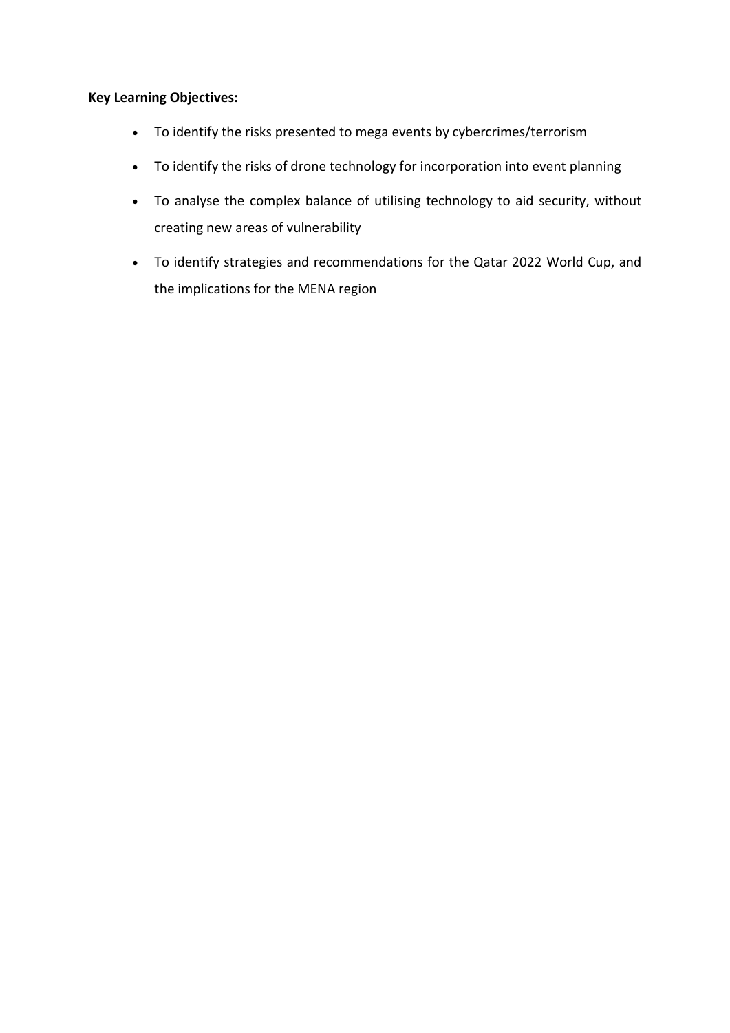**Key Learning Objectives:**

- To identify the risks presented to mega events by cybercrimes/terrorism
- To identify the risks of drone technology for incorporation into event planning
- To analyse the complex balance of utilising technology to aid security, without creating new areas of vulnerability
- To identify strategies and recommendations for the Qatar 2022 World Cup, and the implications for the MENA region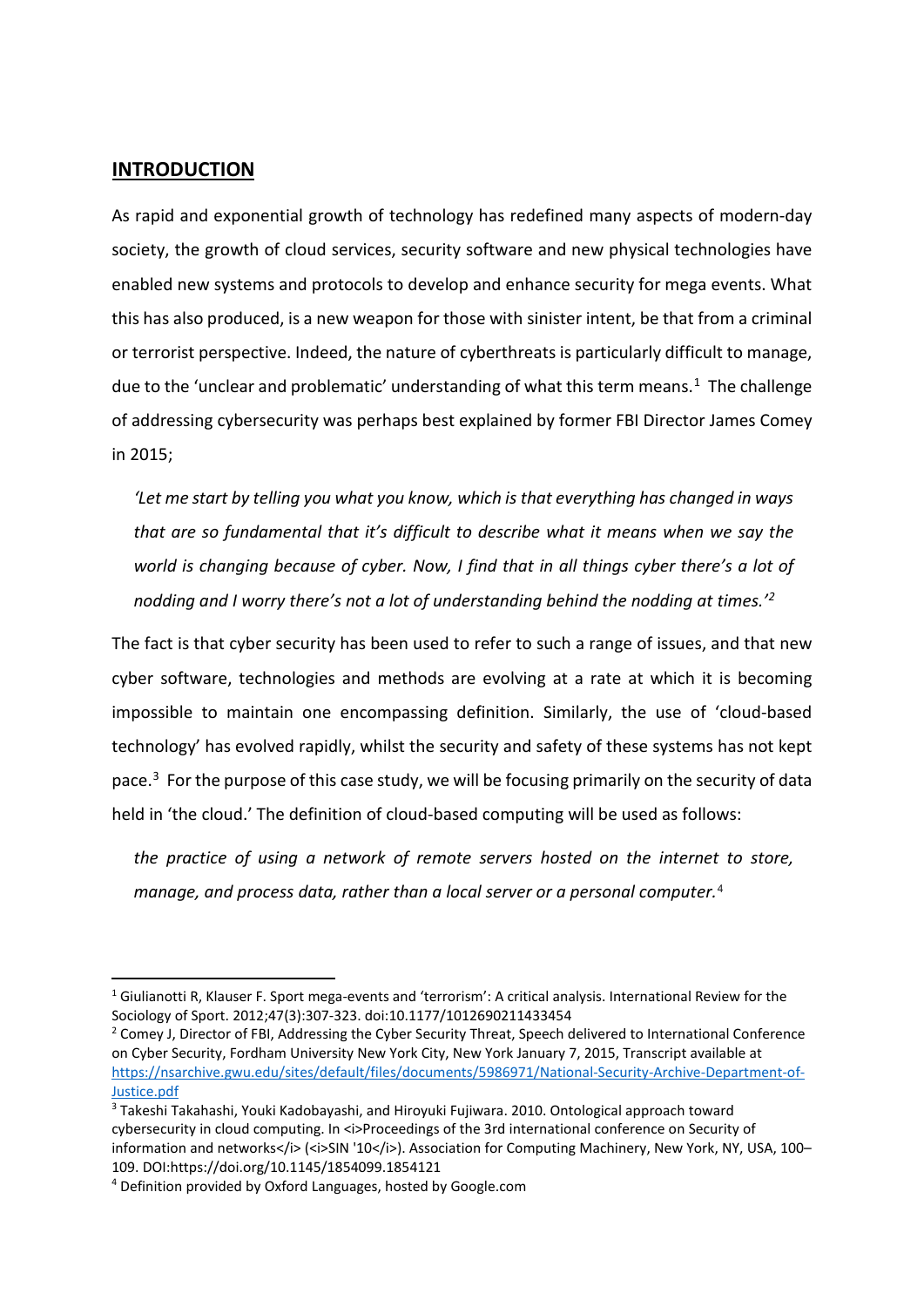## INTRODUCTION

As rapid and exponential growth of technology has redefined many aspects of modern-day society, the growth of cloud services, security software and new physical technologies have enabled new systems and protocols to develop and enhance security for mega events. What this has also produced, is a new weapon for those with sinister intent, be that from a criminal or terrorist perspective. Indeed, the nature of cyberthreats is particularly difficult to manage, due to the 'unclear and problematic' understanding of what this term means.[1] The challenge of addressing cybersecurity was perhaps best explained by former FBI Director James Comey in 2015;

> *'Let me start by telling you what you know, which is that everything has changed in ways that are so fundamental that it's difficult to describe what it means when we say the world is changing because of cyber. Now, I find that in all things cyber there's a lot of nodding and I worry there's not a lot of understanding behind the nodding at times.'*[2]

The fact is that cyber security has been used to refer to such a range of issues, and that new cyber software, technologies and methods are evolving at a rate at which it is becoming impossible to maintain one encompassing definition. Similarly, the use of 'cloud-based technology' has evolved rapidly, whilst the security and safety of these systems has not kept pace.[3] For the purpose of this case study, we will be focusing primarily on the security of data held in 'the cloud.' The definition of cloud-based computing will be used as follows:

> *the practice of using a network of remote servers hosted on the internet to store, manage, and process data, rather than a local server or a personal computer.*[4]

---

[1] Giulianotti R, Klauser F. Sport mega-events and 'terrorism': A critical analysis. International Review for the Sociology of Sport. 2012;47(3):307-323. doi:10.1177/1012690211433454

[2] Comey J, Director of FBI, Addressing the Cyber Security Threat, Speech delivered to International Conference on Cyber Security, Fordham University New York City, New York January 7, 2015, Transcript available at https://nsarchive.gwu.edu/sites/default/files/documents/5986971/National-Security-Archive-Department-of-Justice.pdf

[3] Takeshi Takahashi, Youki Kadobayashi, and Hiroyuki Fujiwara. 2010. Ontological approach toward cybersecurity in cloud computing. In <i>Proceedings of the 3rd international conference on Security of information and networks</i> (<i>SIN '10</i>). Association for Computing Machinery, New York, NY, USA, 100–109. DOI:https://doi.org/10.1145/1854099.1854121

[4] Definition provided by Oxford Languages, hosted by Google.com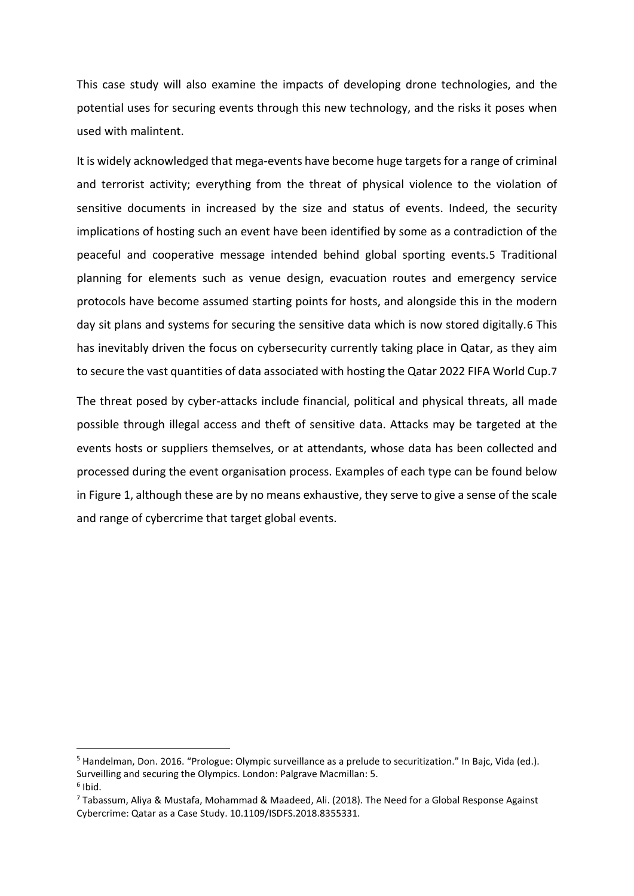This case study will also examine the impacts of developing drone technologies, and the potential uses for securing events through this new technology, and the risks it poses when used with malintent.

It is widely acknowledged that mega-events have become huge targets for a range of criminal and terrorist activity; everything from the threat of physical violence to the violation of sensitive documents in increased by the size and status of events. Indeed, the security implications of hosting such an event have been identified by some as a contradiction of the peaceful and cooperative message intended behind global sporting events.[5] Traditional planning for elements such as venue design, evacuation routes and emergency service protocols have become assumed starting points for hosts, and alongside this in the modern day sit plans and systems for securing the sensitive data which is now stored digitally.[6] This has inevitably driven the focus on cybersecurity currently taking place in Qatar, as they aim to secure the vast quantities of data associated with hosting the Qatar 2022 FIFA World Cup.[7]

The threat posed by cyber-attacks include financial, political and physical threats, all made possible through illegal access and theft of sensitive data. Attacks may be targeted at the events hosts or suppliers themselves, or at attendants, whose data has been collected and processed during the event organisation process. Examples of each type can be found below in Figure 1, although these are by no means exhaustive, they serve to give a sense of the scale and range of cybercrime that target global events.

---

[5] Handelman, Don. 2016. "Prologue: Olympic surveillance as a prelude to securitization." In Bajc, Vida (ed.). Surveilling and securing the Olympics. London: Palgrave Macmillan: 5.

[6] Ibid.

[7] Tabassum, Aliya & Mustafa, Mohammad & Maadeed, Ali. (2018). The Need for a Global Response Against Cybercrime: Qatar as a Case Study. 10.1109/ISDFS.2018.8355331.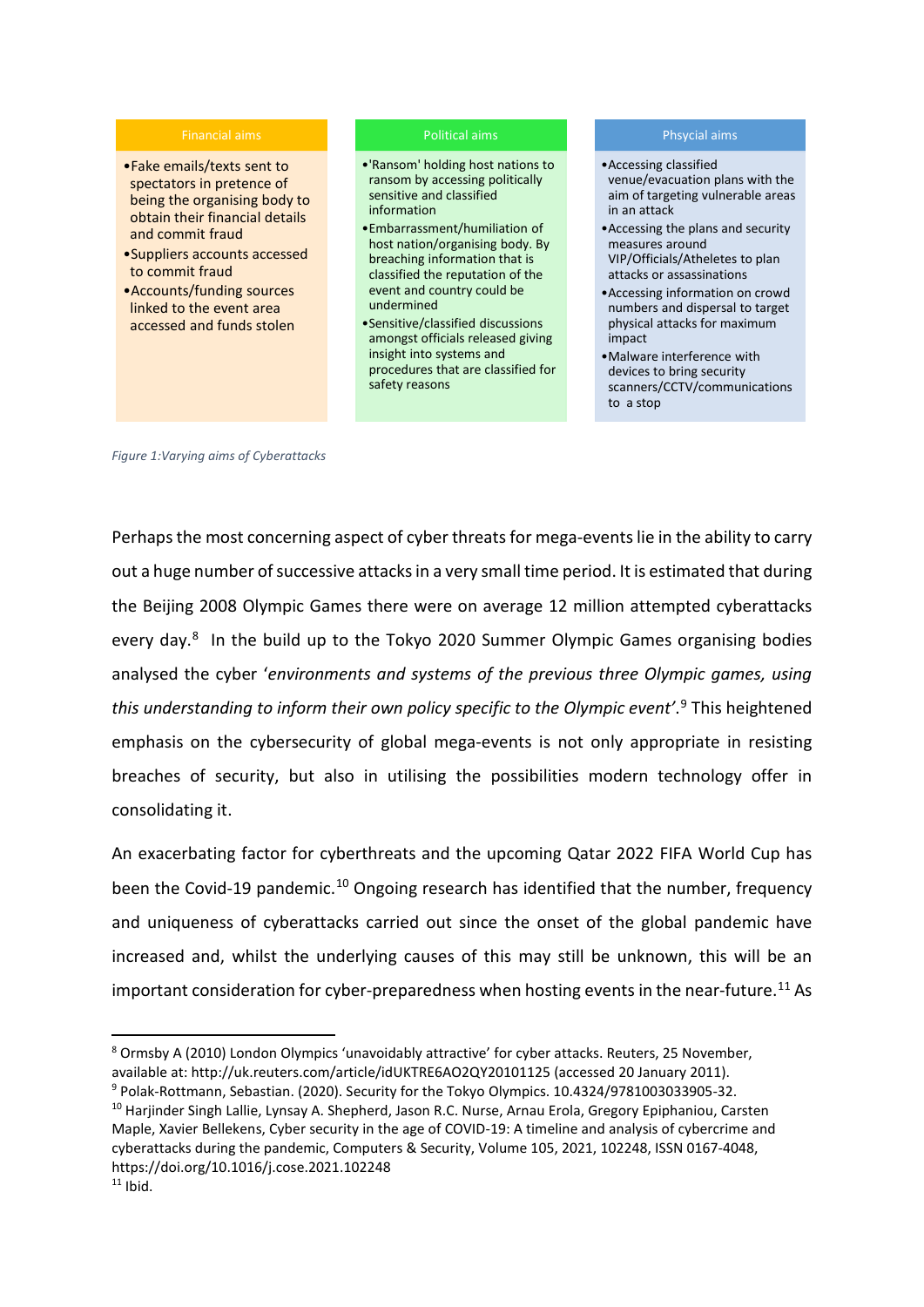| Financial aims | Political aims | Phsycial aims |
| --- | --- | --- |
| • Fake emails/texts sent to spectators in pretence of being the organising body to obtain their financial details and commit fraud<br>• Suppliers accounts accessed to commit fraud<br>• Accounts/funding sources linked to the event area accessed and funds stolen | • 'Ransom' holding host nations to ransom by accessing politically sensitive and classified information<br>• Embarrassment/humiliation of host nation/organising body. By breaching information that is classified the reputation of the event and country could be undermined<br>• Sensitive/classified discussions amongst officials released giving insight into systems and procedures that are classified for safety reasons | • Accessing classified venue/evacuation plans with the aim of targeting vulnerable areas in an attack<br>• Accessing the plans and security measures around VIP/Officials/Atheletes to plan attacks or assassinations<br>• Accessing information on crowd numbers and dispersal to target physical attacks for maximum impact<br>• Malware interference with devices to bring security scanners/CCTV/communications to a stop |

*Figure 1:Varying aims of Cyberattacks*

Perhaps the most concerning aspect of cyber threats for mega-events lie in the ability to carry out a huge number of successive attacks in a very small time period. It is estimated that during the Beijing 2008 Olympic Games there were on average 12 million attempted cyberattacks every day.[8] In the build up to the Tokyo 2020 Summer Olympic Games organising bodies analysed the cyber '*environments and systems of the previous three Olympic games, using this understanding to inform their own policy specific to the Olympic event*'.[9] This heightened emphasis on the cybersecurity of global mega-events is not only appropriate in resisting breaches of security, but also in utilising the possibilities modern technology offer in consolidating it.

An exacerbating factor for cyberthreats and the upcoming Qatar 2022 FIFA World Cup has been the Covid-19 pandemic.[10] Ongoing research has identified that the number, frequency and uniqueness of cyberattacks carried out since the onset of the global pandemic have increased and, whilst the underlying causes of this may still be unknown, this will be an important consideration for cyber-preparedness when hosting events in the near-future.[11] As

---

[8] Ormsby A (2010) London Olympics 'unavoidably attractive' for cyber attacks. Reuters, 25 November, available at: http://uk.reuters.com/article/idUKTRE6AO2QY20101125 (accessed 20 January 2011).

[9] Polak-Rottmann, Sebastian. (2020). Security for the Tokyo Olympics. 10.4324/9781003033905-32.

[10] Harjinder Singh Lallie, Lynsay A. Shepherd, Jason R.C. Nurse, Arnau Erola, Gregory Epiphaniou, Carsten Maple, Xavier Bellekens, Cyber security in the age of COVID-19: A timeline and analysis of cybercrime and cyberattacks during the pandemic, Computers & Security, Volume 105, 2021, 102248, ISSN 0167-4048, https://doi.org/10.1016/j.cose.2021.102248

[11] Ibid.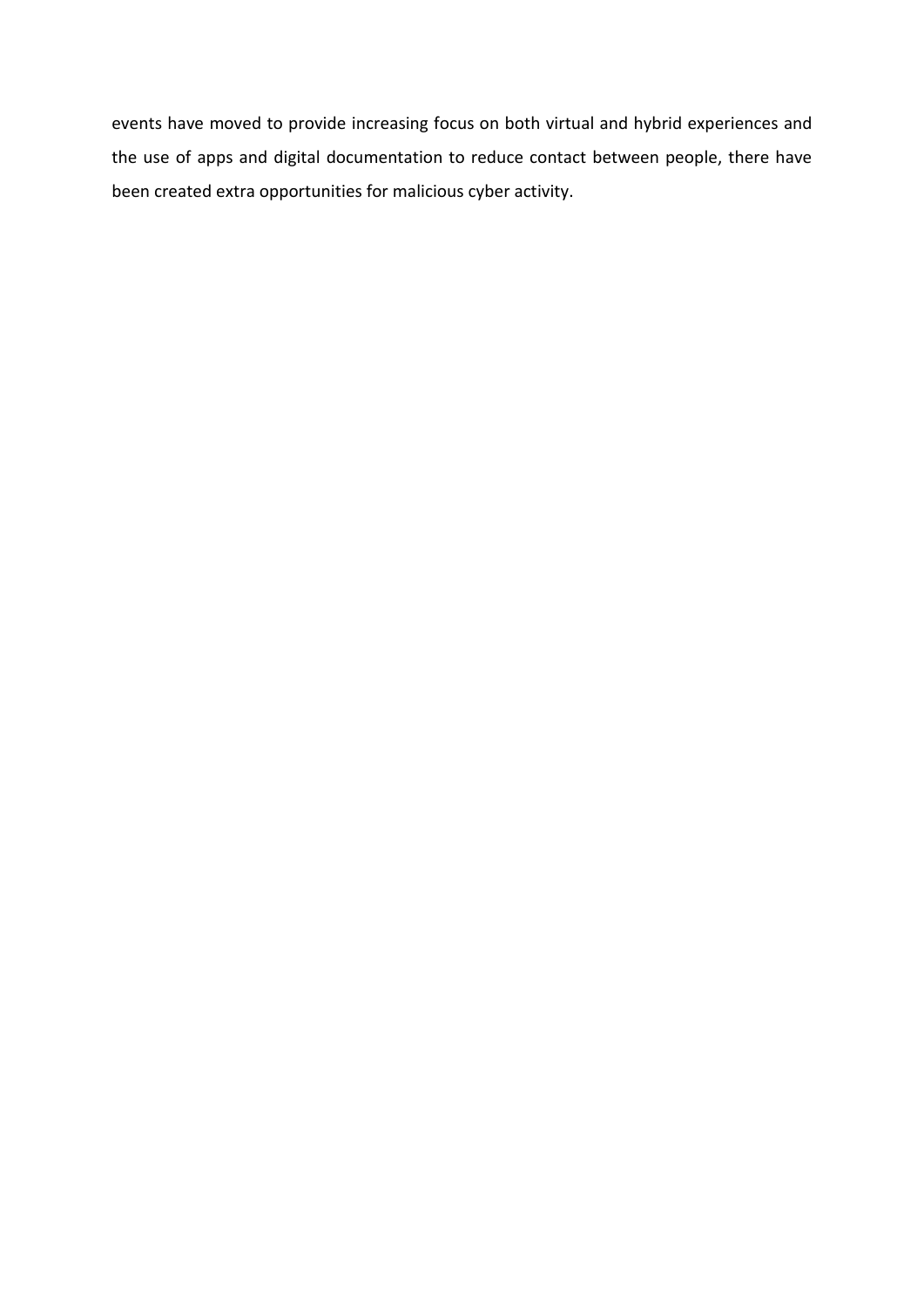events have moved to provide increasing focus on both virtual and hybrid experiences and the use of apps and digital documentation to reduce contact between people, there have been created extra opportunities for malicious cyber activity.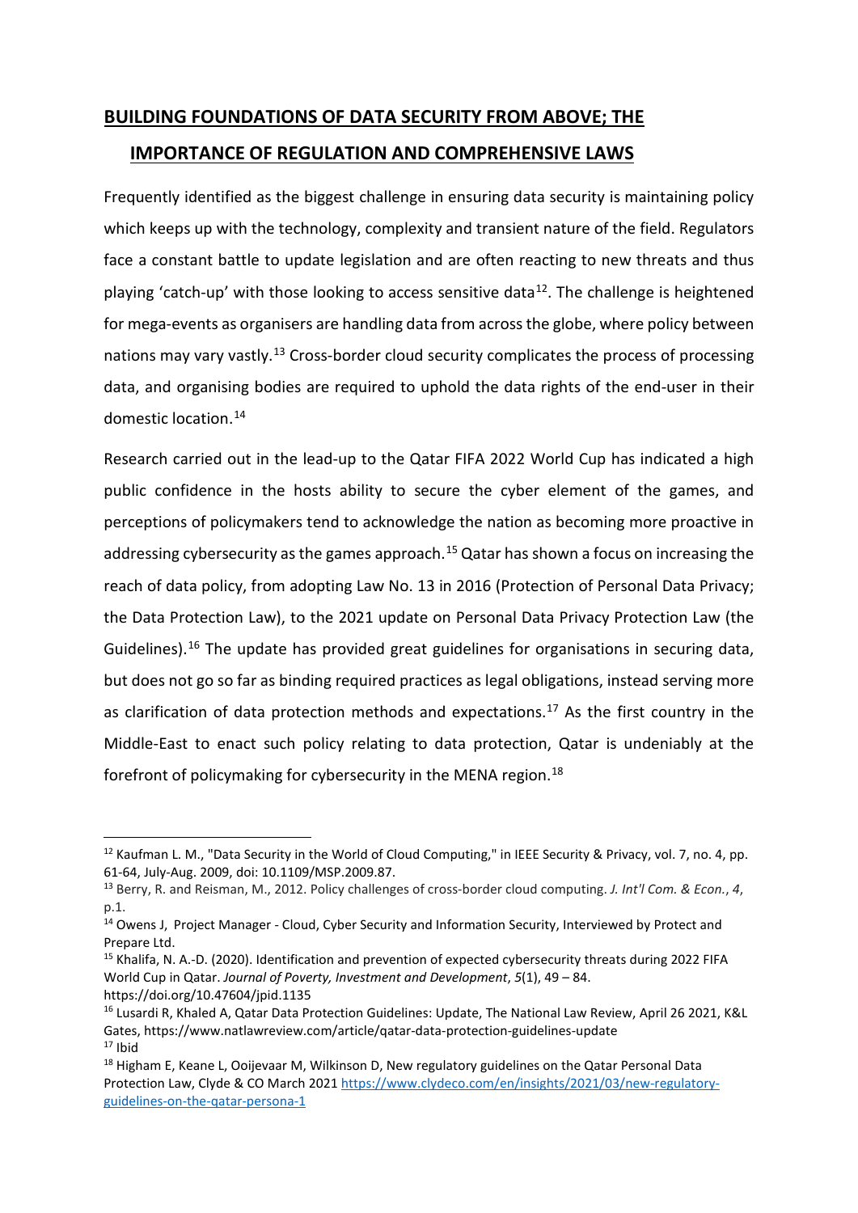## BUILDING FOUNDATIONS OF DATA SECURITY FROM ABOVE; THE IMPORTANCE OF REGULATION AND COMPREHENSIVE LAWS

Frequently identified as the biggest challenge in ensuring data security is maintaining policy which keeps up with the technology, complexity and transient nature of the field. Regulators face a constant battle to update legislation and are often reacting to new threats and thus playing 'catch-up' with those looking to access sensitive data[12]. The challenge is heightened for mega-events as organisers are handling data from across the globe, where policy between nations may vary vastly.[13] Cross-border cloud security complicates the process of processing data, and organising bodies are required to uphold the data rights of the end-user in their domestic location.[14]

Research carried out in the lead-up to the Qatar FIFA 2022 World Cup has indicated a high public confidence in the hosts ability to secure the cyber element of the games, and perceptions of policymakers tend to acknowledge the nation as becoming more proactive in addressing cybersecurity as the games approach.[15] Qatar has shown a focus on increasing the reach of data policy, from adopting Law No. 13 in 2016 (Protection of Personal Data Privacy; the Data Protection Law), to the 2021 update on Personal Data Privacy Protection Law (the Guidelines).[16] The update has provided great guidelines for organisations in securing data, but does not go so far as binding required practices as legal obligations, instead serving more as clarification of data protection methods and expectations.[17] As the first country in the Middle-East to enact such policy relating to data protection, Qatar is undeniably at the forefront of policymaking for cybersecurity in the MENA region.[18]

---

[12] Kaufman L. M., "Data Security in the World of Cloud Computing," in IEEE Security & Privacy, vol. 7, no. 4, pp. 61-64, July-Aug. 2009, doi: 10.1109/MSP.2009.87.

[13] Berry, R. and Reisman, M., 2012. Policy challenges of cross-border cloud computing. *J. Int'l Com. & Econ.*, *4*, p.1.

[14] Owens J, Project Manager - Cloud, Cyber Security and Information Security, Interviewed by Protect and Prepare Ltd.

[15] Khalifa, N. A.-D. (2020). Identification and prevention of expected cybersecurity threats during 2022 FIFA World Cup in Qatar. *Journal of Poverty, Investment and Development*, *5*(1), 49 – 84. https://doi.org/10.47604/jpid.1135

[16] Lusardi R, Khaled A, Qatar Data Protection Guidelines: Update, The National Law Review, April 26 2021, K&L Gates, https://www.natlawreview.com/article/qatar-data-protection-guidelines-update

[17] Ibid

[18] Higham E, Keane L, Oojjevaar M, Wilkinson D, New regulatory guidelines on the Qatar Personal Data Protection Law, Clyde & CO March 2021 https://www.clydeco.com/en/insights/2021/03/new-regulatory-guidelines-on-the-qatar-persona-1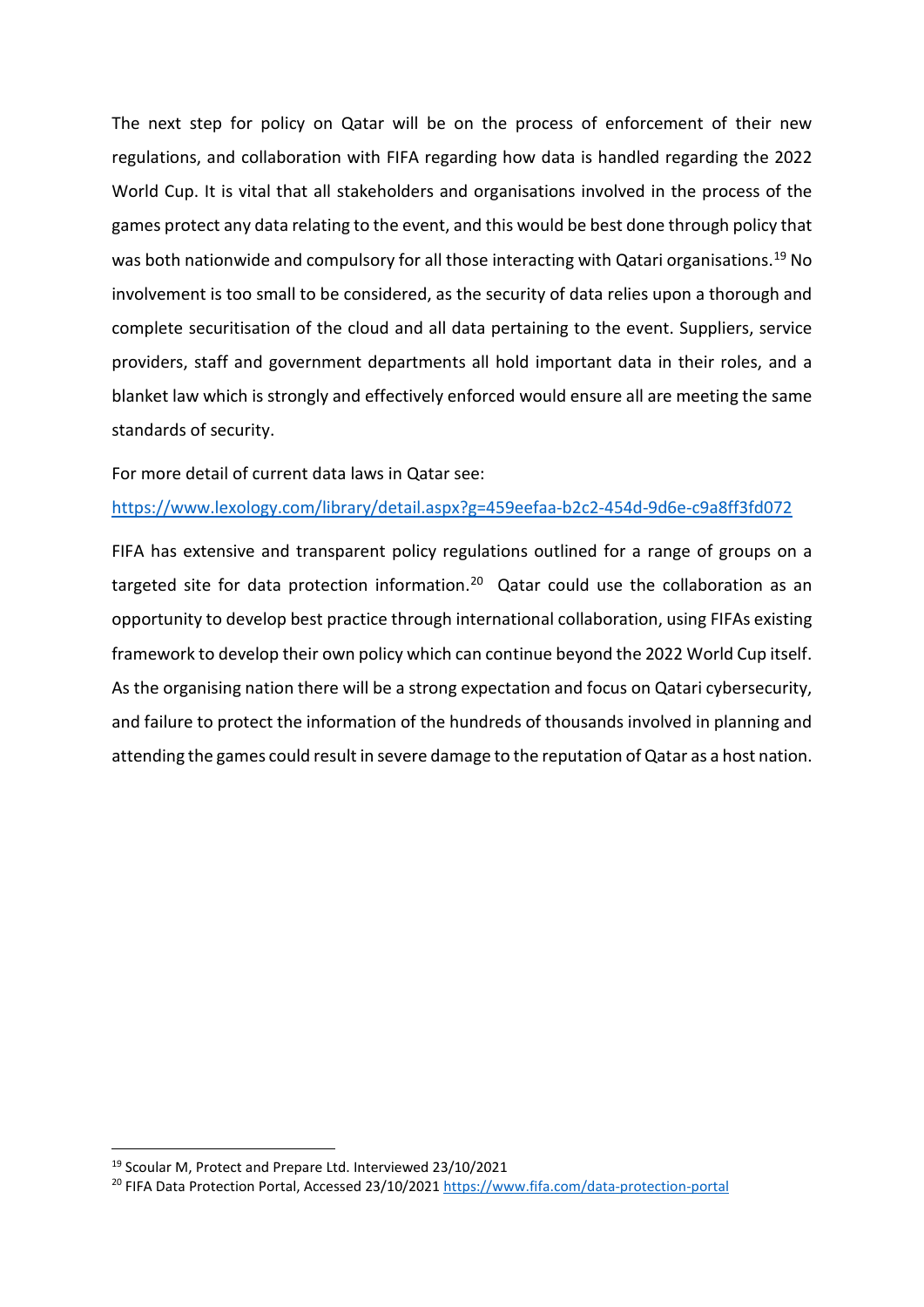The next step for policy on Qatar will be on the process of enforcement of their new regulations, and collaboration with FIFA regarding how data is handled regarding the 2022 World Cup. It is vital that all stakeholders and organisations involved in the process of the games protect any data relating to the event, and this would be best done through policy that was both nationwide and compulsory for all those interacting with Qatari organisations.[19] No involvement is too small to be considered, as the security of data relies upon a thorough and complete securitisation of the cloud and all data pertaining to the event. Suppliers, service providers, staff and government departments all hold important data in their roles, and a blanket law which is strongly and effectively enforced would ensure all are meeting the same standards of security.

For more detail of current data laws in Qatar see:

https://www.lexology.com/library/detail.aspx?g=459eefaa-b2c2-454d-9d6e-c9a8ff3fd072

FIFA has extensive and transparent policy regulations outlined for a range of groups on a targeted site for data protection information.[20] Qatar could use the collaboration as an opportunity to develop best practice through international collaboration, using FIFAs existing framework to develop their own policy which can continue beyond the 2022 World Cup itself. As the organising nation there will be a strong expectation and focus on Qatari cybersecurity, and failure to protect the information of the hundreds of thousands involved in planning and attending the games could result in severe damage to the reputation of Qatar as a host nation.

[19] Scoular M, Protect and Prepare Ltd. Interviewed 23/10/2021

[20] FIFA Data Protection Portal, Accessed 23/10/2021 https://www.fifa.com/data-protection-portal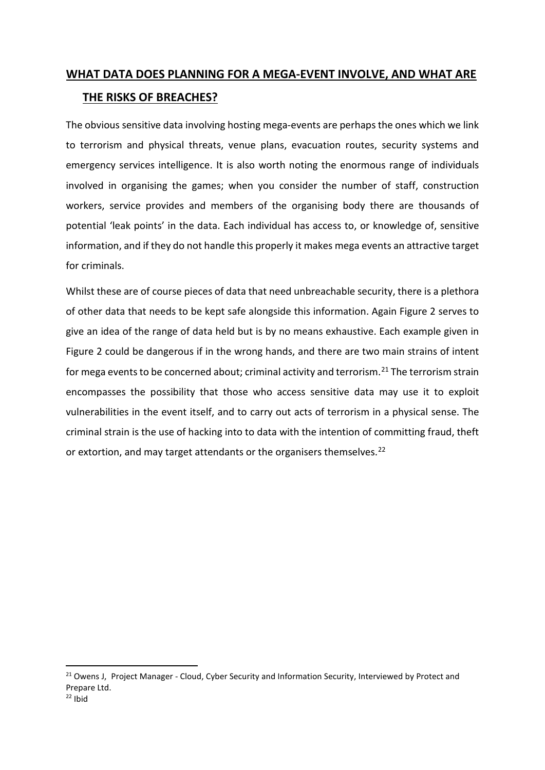## WHAT DATA DOES PLANNING FOR A MEGA-EVENT INVOLVE, AND WHAT ARE THE RISKS OF BREACHES?

The obvious sensitive data involving hosting mega-events are perhaps the ones which we link to terrorism and physical threats, venue plans, evacuation routes, security systems and emergency services intelligence. It is also worth noting the enormous range of individuals involved in organising the games; when you consider the number of staff, construction workers, service provides and members of the organising body there are thousands of potential 'leak points' in the data. Each individual has access to, or knowledge of, sensitive information, and if they do not handle this properly it makes mega events an attractive target for criminals.

Whilst these are of course pieces of data that need unbreachable security, there is a plethora of other data that needs to be kept safe alongside this information. Again Figure 2 serves to give an idea of the range of data held but is by no means exhaustive. Each example given in Figure 2 could be dangerous if in the wrong hands, and there are two main strains of intent for mega events to be concerned about; criminal activity and terrorism.[21] The terrorism strain encompasses the possibility that those who access sensitive data may use it to exploit vulnerabilities in the event itself, and to carry out acts of terrorism in a physical sense. The criminal strain is the use of hacking into to data with the intention of committing fraud, theft or extortion, and may target attendants or the organisers themselves.[22]

---

[21] Owens J, Project Manager - Cloud, Cyber Security and Information Security, Interviewed by Protect and Prepare Ltd.

[22] Ibid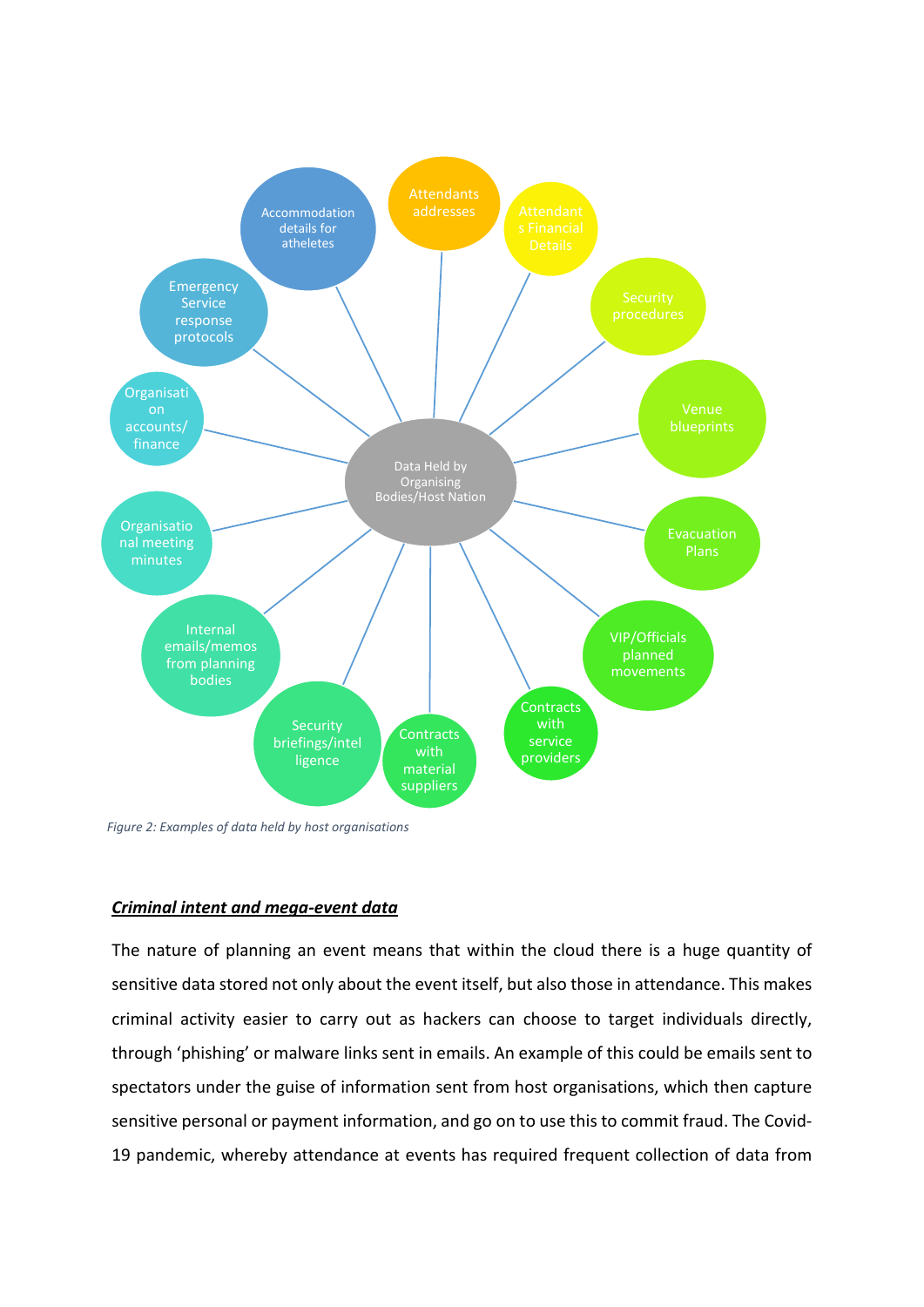Data Held by Organising Bodies/Host Nation

- Accommodation details for atheletes
- Attendants addresses
- Attendants Financial Details
- Security procedures
- Venue blueprints
- Evacuation Plans
- VIP/Officials planned movements
- Contracts with service providers
- Contracts with material suppliers
- Security briefings/intelligence
- Internal emails/memos from planning bodies
- Organisational meeting minutes
- Organisation accounts/finance
- Emergency Service response protocols

*Figure 2: Examples of data held by host organisations*

## ***Criminal intent and mega-event data***

The nature of planning an event means that within the cloud there is a huge quantity of sensitive data stored not only about the event itself, but also those in attendance. This makes criminal activity easier to carry out as hackers can choose to target individuals directly, through 'phishing' or malware links sent in emails. An example of this could be emails sent to spectators under the guise of information sent from host organisations, which then capture sensitive personal or payment information, and go on to use this to commit fraud. The Covid-19 pandemic, whereby attendance at events has required frequent collection of data from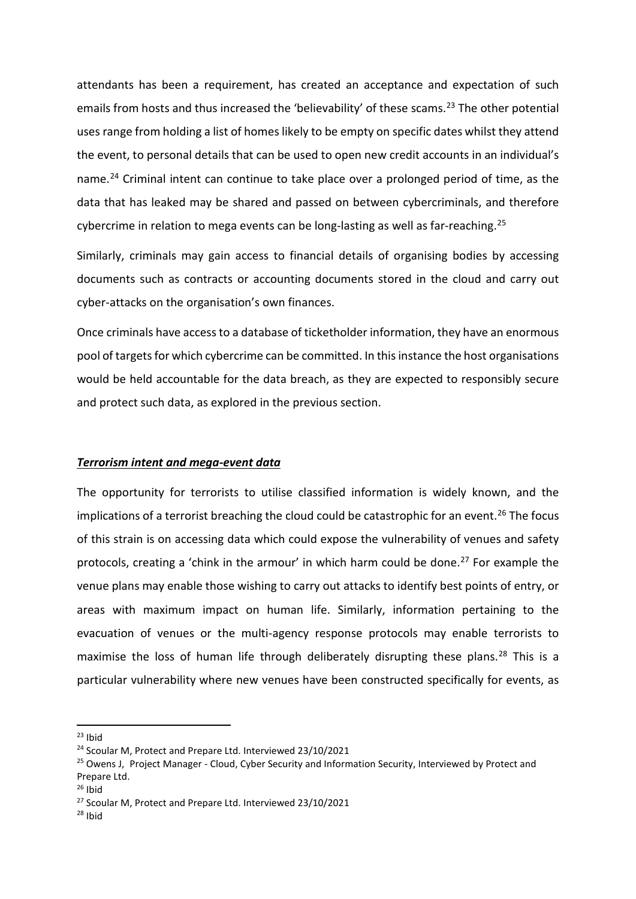attendants has been a requirement, has created an acceptance and expectation of such emails from hosts and thus increased the 'believability' of these scams.[23] The other potential uses range from holding a list of homes likely to be empty on specific dates whilst they attend the event, to personal details that can be used to open new credit accounts in an individual's name.[24] Criminal intent can continue to take place over a prolonged period of time, as the data that has leaked may be shared and passed on between cybercriminals, and therefore cybercrime in relation to mega events can be long-lasting as well as far-reaching.[25]

Similarly, criminals may gain access to financial details of organising bodies by accessing documents such as contracts or accounting documents stored in the cloud and carry out cyber-attacks on the organisation's own finances.

Once criminals have access to a database of ticketholder information, they have an enormous pool of targets for which cybercrime can be committed. In this instance the host organisations would be held accountable for the data breach, as they are expected to responsibly secure and protect such data, as explored in the previous section.

***Terrorism intent and mega-event data***

The opportunity for terrorists to utilise classified information is widely known, and the implications of a terrorist breaching the cloud could be catastrophic for an event.[26] The focus of this strain is on accessing data which could expose the vulnerability of venues and safety protocols, creating a 'chink in the armour' in which harm could be done.[27] For example the venue plans may enable those wishing to carry out attacks to identify best points of entry, or areas with maximum impact on human life. Similarly, information pertaining to the evacuation of venues or the multi-agency response protocols may enable terrorists to maximise the loss of human life through deliberately disrupting these plans.[28] This is a particular vulnerability where new venues have been constructed specifically for events, as

---

[23] Ibid

[24] Scoular M, Protect and Prepare Ltd. Interviewed 23/10/2021

[25] Owens J, Project Manager - Cloud, Cyber Security and Information Security, Interviewed by Protect and Prepare Ltd.

[26] Ibid

[27] Scoular M, Protect and Prepare Ltd. Interviewed 23/10/2021

[28] Ibid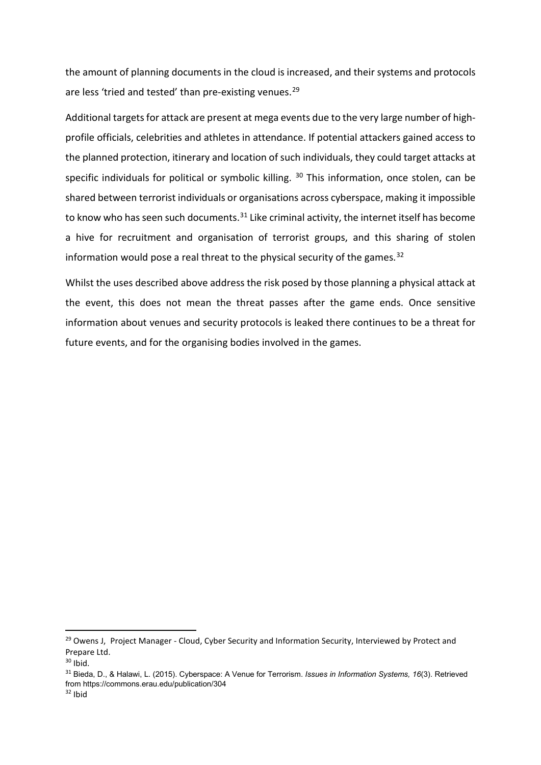the amount of planning documents in the cloud is increased, and their systems and protocols are less 'tried and tested' than pre-existing venues.[29]

Additional targets for attack are present at mega events due to the very large number of high-profile officials, celebrities and athletes in attendance. If potential attackers gained access to the planned protection, itinerary and location of such individuals, they could target attacks at specific individuals for political or symbolic killing. [30] This information, once stolen, can be shared between terrorist individuals or organisations across cyberspace, making it impossible to know who has seen such documents.[31] Like criminal activity, the internet itself has become a hive for recruitment and organisation of terrorist groups, and this sharing of stolen information would pose a real threat to the physical security of the games.[32]

Whilst the uses described above address the risk posed by those planning a physical attack at the event, this does not mean the threat passes after the game ends. Once sensitive information about venues and security protocols is leaked there continues to be a threat for future events, and for the organising bodies involved in the games.

---

[29] Owens J, Project Manager - Cloud, Cyber Security and Information Security, Interviewed by Protect and Prepare Ltd.

[30] Ibid.

[31] Bieda, D., & Halawi, L. (2015). Cyberspace: A Venue for Terrorism. *Issues in Information Systems, 16*(3). Retrieved from https://commons.erau.edu/publication/304

[32] Ibid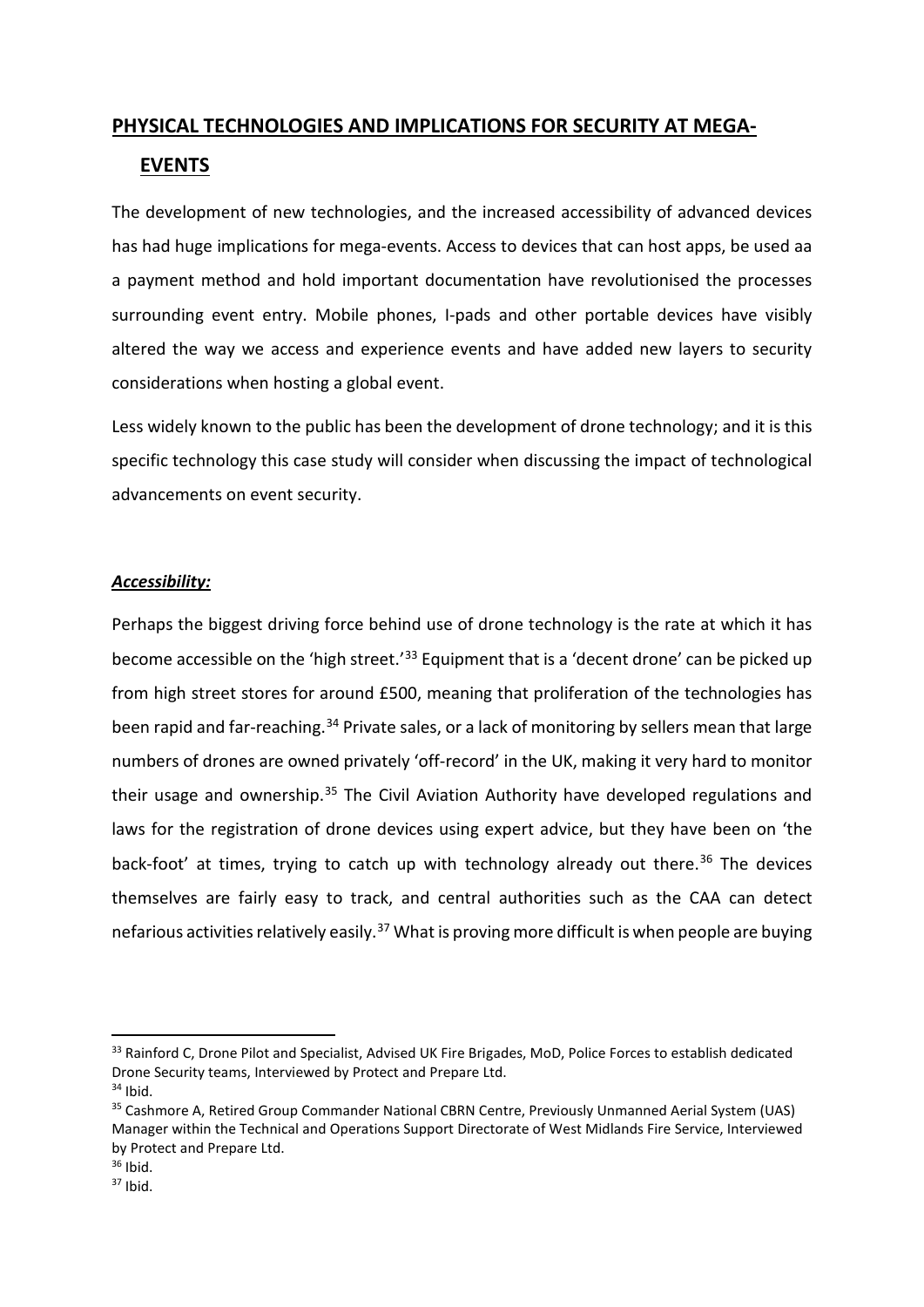## PHYSICAL TECHNOLOGIES AND IMPLICATIONS FOR SECURITY AT MEGA-EVENTS

The development of new technologies, and the increased accessibility of advanced devices has had huge implications for mega-events. Access to devices that can host apps, be used aa a payment method and hold important documentation have revolutionised the processes surrounding event entry. Mobile phones, I-pads and other portable devices have visibly altered the way we access and experience events and have added new layers to security considerations when hosting a global event.

Less widely known to the public has been the development of drone technology; and it is this specific technology this case study will consider when discussing the impact of technological advancements on event security.

### ***Accessibility:***

Perhaps the biggest driving force behind use of drone technology is the rate at which it has become accessible on the 'high street.'[33] Equipment that is a 'decent drone' can be picked up from high street stores for around £500, meaning that proliferation of the technologies has been rapid and far-reaching.[34] Private sales, or a lack of monitoring by sellers mean that large numbers of drones are owned privately 'off-record' in the UK, making it very hard to monitor their usage and ownership.[35] The Civil Aviation Authority have developed regulations and laws for the registration of drone devices using expert advice, but they have been on 'the back-foot' at times, trying to catch up with technology already out there.[36] The devices themselves are fairly easy to track, and central authorities such as the CAA can detect nefarious activities relatively easily.[37] What is proving more difficult is when people are buying

---

[33] Rainford C, Drone Pilot and Specialist, Advised UK Fire Brigades, MoD, Police Forces to establish dedicated Drone Security teams, Interviewed by Protect and Prepare Ltd.

[34] Ibid.

[35] Cashmore A, Retired Group Commander National CBRN Centre, Previously Unmanned Aerial System (UAS) Manager within the Technical and Operations Support Directorate of West Midlands Fire Service, Interviewed by Protect and Prepare Ltd.

[36] Ibid.

[37] Ibid.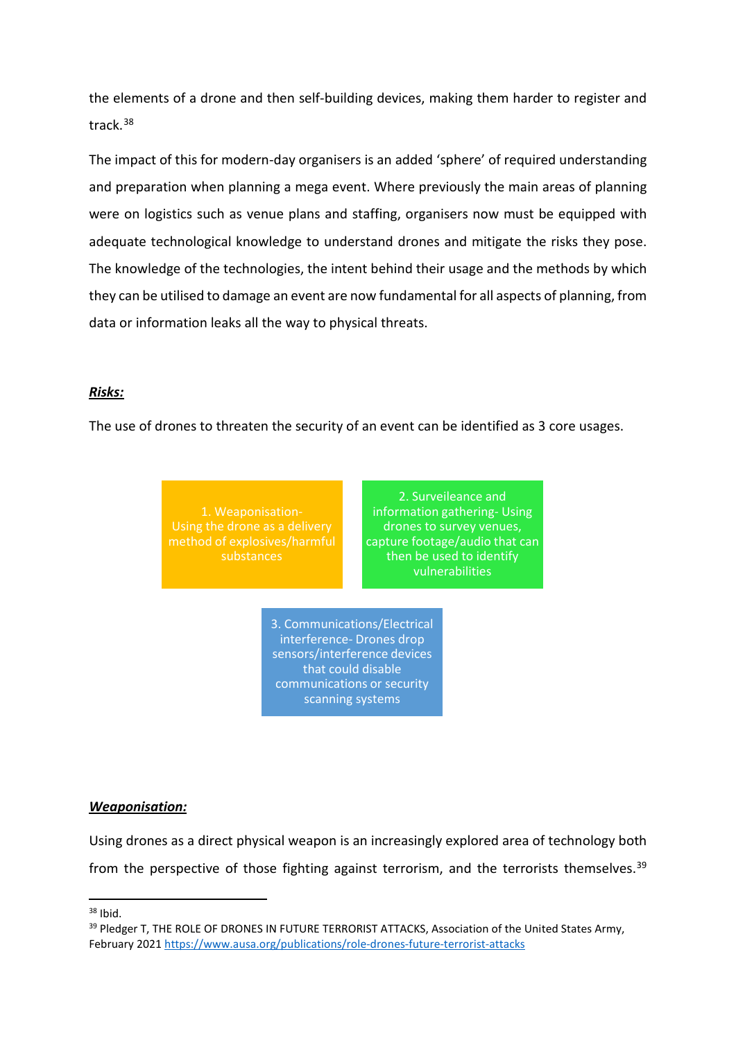the elements of a drone and then self-building devices, making them harder to register and track.[38]

The impact of this for modern-day organisers is an added 'sphere' of required understanding and preparation when planning a mega event. Where previously the main areas of planning were on logistics such as venue plans and staffing, organisers now must be equipped with adequate technological knowledge to understand drones and mitigate the risks they pose. The knowledge of the technologies, the intent behind their usage and the methods by which they can be utilised to damage an event are now fundamental for all aspects of planning, from data or information leaks all the way to physical threats.

***Risks:***

The use of drones to threaten the security of an event can be identified as 3 core usages.

1. Weaponisation- Using the drone as a delivery method of explosives/harmful substances

2. Surveileance and information gathering- Using drones to survey venues, capture footage/audio that can then be used to identify vulnerabilities

3. Communications/Electrical interference- Drones drop sensors/interference devices that could disable communications or security scanning systems

***Weaponisation:***

Using drones as a direct physical weapon is an increasingly explored area of technology both from the perspective of those fighting against terrorism, and the terrorists themselves.[39]

---

[38] Ibid.

[39] Pledger T, THE ROLE OF DRONES IN FUTURE TERRORIST ATTACKS, Association of the United States Army, February 2021 https://www.ausa.org/publications/role-drones-future-terrorist-attacks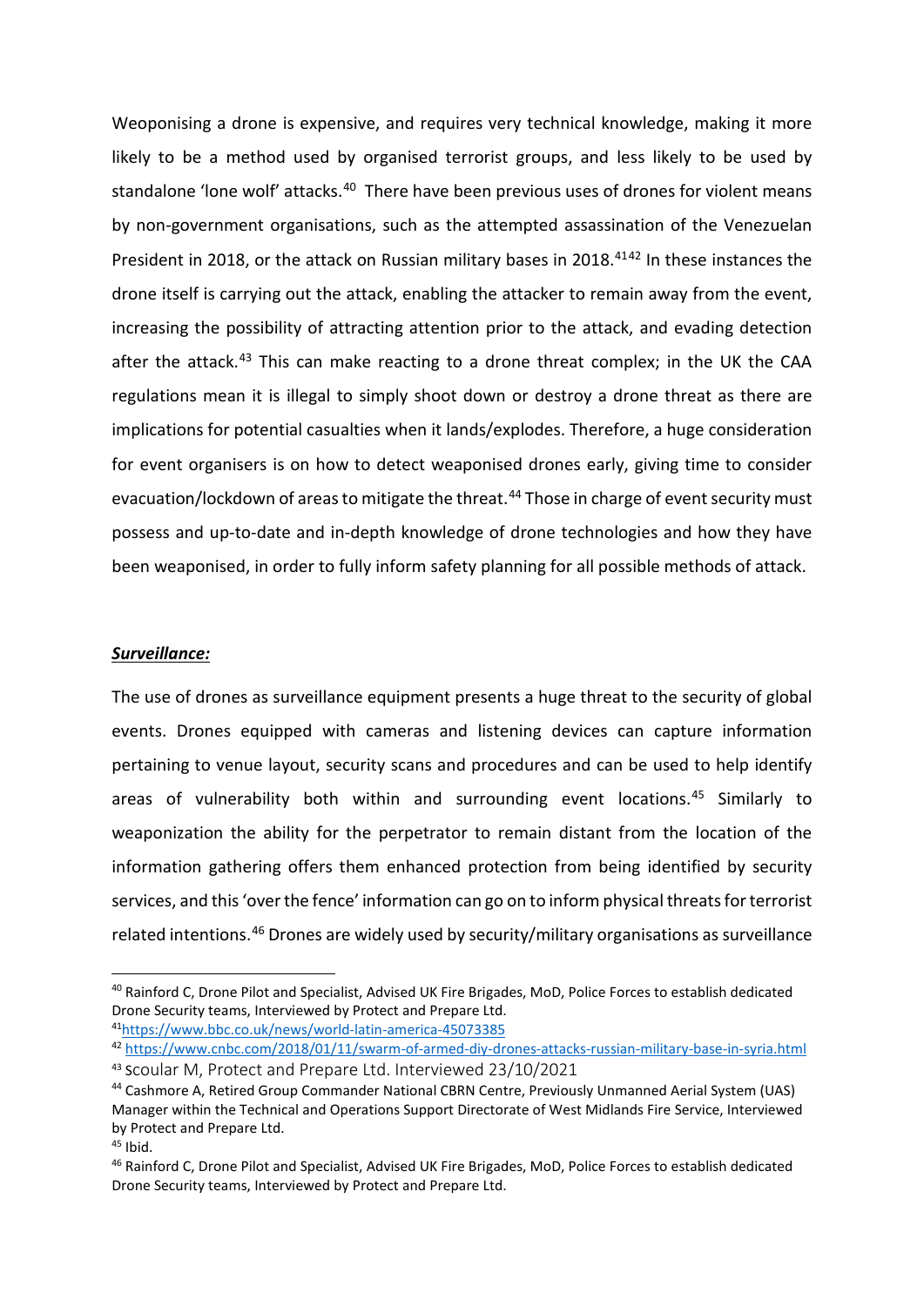Weoponising a drone is expensive, and requires very technical knowledge, making it more likely to be a method used by organised terrorist groups, and less likely to be used by standalone 'lone wolf' attacks.[40] There have been previous uses of drones for violent means by non-government organisations, such as the attempted assassination of the Venezuelan President in 2018, or the attack on Russian military bases in 2018.[41][42] In these instances the drone itself is carrying out the attack, enabling the attacker to remain away from the event, increasing the possibility of attracting attention prior to the attack, and evading detection after the attack.[43] This can make reacting to a drone threat complex; in the UK the CAA regulations mean it is illegal to simply shoot down or destroy a drone threat as there are implications for potential casualties when it lands/explodes. Therefore, a huge consideration for event organisers is on how to detect weaponised drones early, giving time to consider evacuation/lockdown of areas to mitigate the threat.[44] Those in charge of event security must possess and up-to-date and in-depth knowledge of drone technologies and how they have been weaponised, in order to fully inform safety planning for all possible methods of attack.

***Surveillance:***

The use of drones as surveillance equipment presents a huge threat to the security of global events. Drones equipped with cameras and listening devices can capture information pertaining to venue layout, security scans and procedures and can be used to help identify areas of vulnerability both within and surrounding event locations.[45] Similarly to weaponization the ability for the perpetrator to remain distant from the location of the information gathering offers them enhanced protection from being identified by security services, and this 'over the fence' information can go on to inform physical threats for terrorist related intentions.[46] Drones are widely used by security/military organisations as surveillance

---

[40] Rainford C, Drone Pilot and Specialist, Advised UK Fire Brigades, MoD, Police Forces to establish dedicated Drone Security teams, Interviewed by Protect and Prepare Ltd.

[41] https://www.bbc.co.uk/news/world-latin-america-45073385

[42] https://www.cnbc.com/2018/01/11/swarm-of-armed-diy-drones-attacks-russian-military-base-in-syria.html

[43] Scoular M, Protect and Prepare Ltd. Interviewed 23/10/2021

[44] Cashmore A, Retired Group Commander National CBRN Centre, Previously Unmanned Aerial System (UAS) Manager within the Technical and Operations Support Directorate of West Midlands Fire Service, Interviewed by Protect and Prepare Ltd.

[45] Ibid.

[46] Rainford C, Drone Pilot and Specialist, Advised UK Fire Brigades, MoD, Police Forces to establish dedicated Drone Security teams, Interviewed by Protect and Prepare Ltd.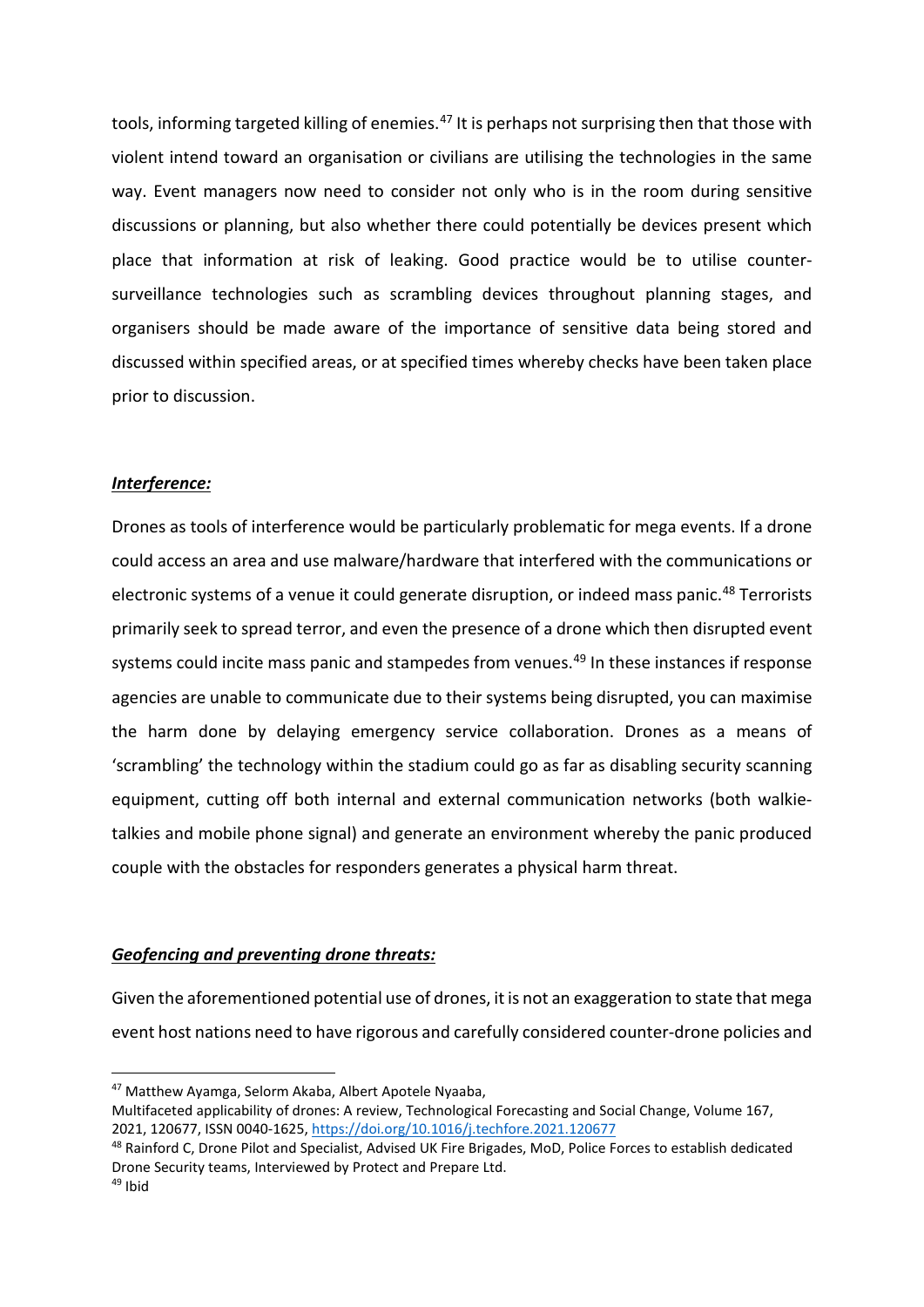tools, informing targeted killing of enemies.[47] It is perhaps not surprising then that those with violent intend toward an organisation or civilians are utilising the technologies in the same way. Event managers now need to consider not only who is in the room during sensitive discussions or planning, but also whether there could potentially be devices present which place that information at risk of leaking. Good practice would be to utilise counter-surveillance technologies such as scrambling devices throughout planning stages, and organisers should be made aware of the importance of sensitive data being stored and discussed within specified areas, or at specified times whereby checks have been taken place prior to discussion.

***Interference:***

Drones as tools of interference would be particularly problematic for mega events. If a drone could access an area and use malware/hardware that interfered with the communications or electronic systems of a venue it could generate disruption, or indeed mass panic.[48] Terrorists primarily seek to spread terror, and even the presence of a drone which then disrupted event systems could incite mass panic and stampedes from venues.[49] In these instances if response agencies are unable to communicate due to their systems being disrupted, you can maximise the harm done by delaying emergency service collaboration. Drones as a means of 'scrambling' the technology within the stadium could go as far as disabling security scanning equipment, cutting off both internal and external communication networks (both walkie-talkies and mobile phone signal) and generate an environment whereby the panic produced couple with the obstacles for responders generates a physical harm threat.

***Geofencing and preventing drone threats:***

Given the aforementioned potential use of drones, it is not an exaggeration to state that mega event host nations need to have rigorous and carefully considered counter-drone policies and

---

[47] Matthew Ayamga, Selorm Akaba, Albert Apotele Nyaaba, Multifaceted applicability of drones: A review, Technological Forecasting and Social Change, Volume 167, 2021, 120677, ISSN 0040-1625, https://doi.org/10.1016/j.techfore.2021.120677

[48] Rainford C, Drone Pilot and Specialist, Advised UK Fire Brigades, MoD, Police Forces to establish dedicated Drone Security teams, Interviewed by Protect and Prepare Ltd.

[49] Ibid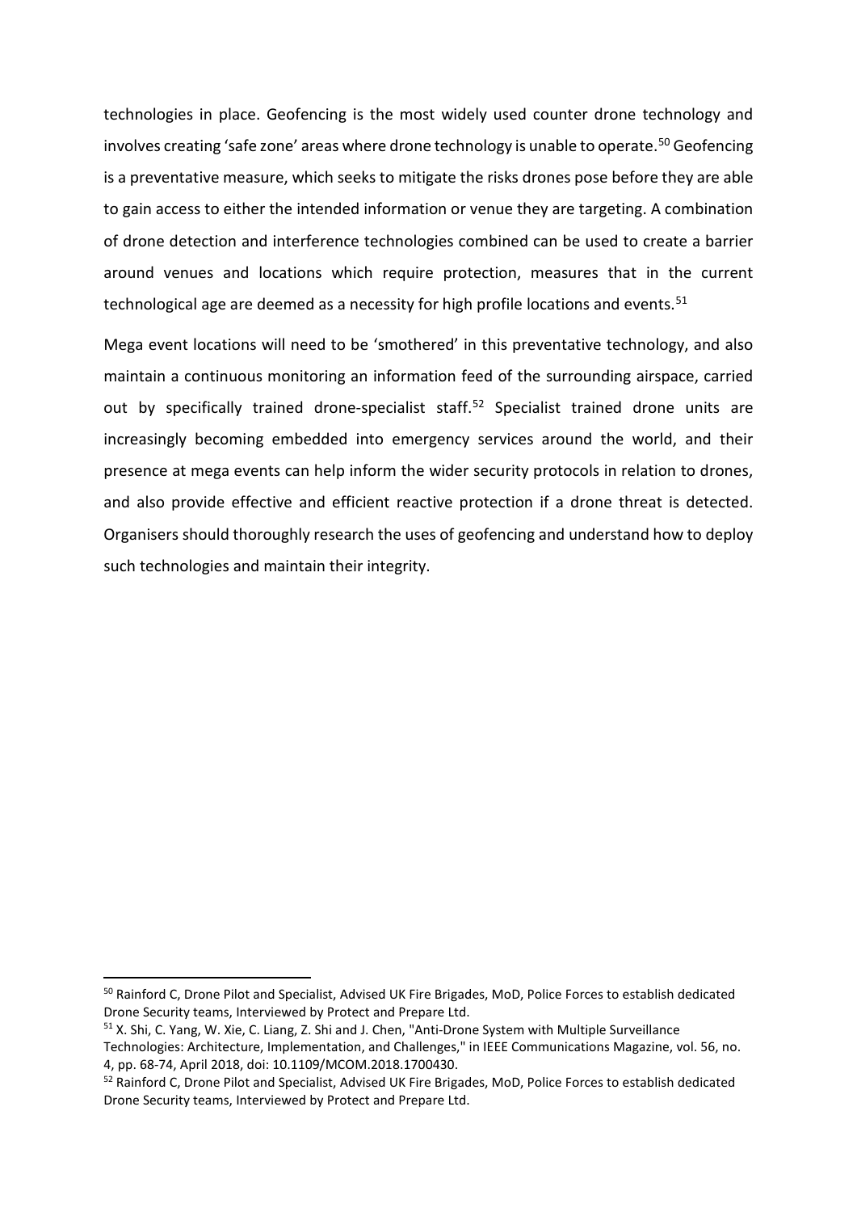technologies in place. Geofencing is the most widely used counter drone technology and involves creating 'safe zone' areas where drone technology is unable to operate.[50] Geofencing is a preventative measure, which seeks to mitigate the risks drones pose before they are able to gain access to either the intended information or venue they are targeting. A combination of drone detection and interference technologies combined can be used to create a barrier around venues and locations which require protection, measures that in the current technological age are deemed as a necessity for high profile locations and events.[51]

Mega event locations will need to be 'smothered' in this preventative technology, and also maintain a continuous monitoring an information feed of the surrounding airspace, carried out by specifically trained drone-specialist staff.[52] Specialist trained drone units are increasingly becoming embedded into emergency services around the world, and their presence at mega events can help inform the wider security protocols in relation to drones, and also provide effective and efficient reactive protection if a drone threat is detected. Organisers should thoroughly research the uses of geofencing and understand how to deploy such technologies and maintain their integrity.

---

[50] Rainford C, Drone Pilot and Specialist, Advised UK Fire Brigades, MoD, Police Forces to establish dedicated Drone Security teams, Interviewed by Protect and Prepare Ltd.

[51] X. Shi, C. Yang, W. Xie, C. Liang, Z. Shi and J. Chen, "Anti-Drone System with Multiple Surveillance Technologies: Architecture, Implementation, and Challenges," in IEEE Communications Magazine, vol. 56, no. 4, pp. 68-74, April 2018, doi: 10.1109/MCOM.2018.1700430.

[52] Rainford C, Drone Pilot and Specialist, Advised UK Fire Brigades, MoD, Police Forces to establish dedicated Drone Security teams, Interviewed by Protect and Prepare Ltd.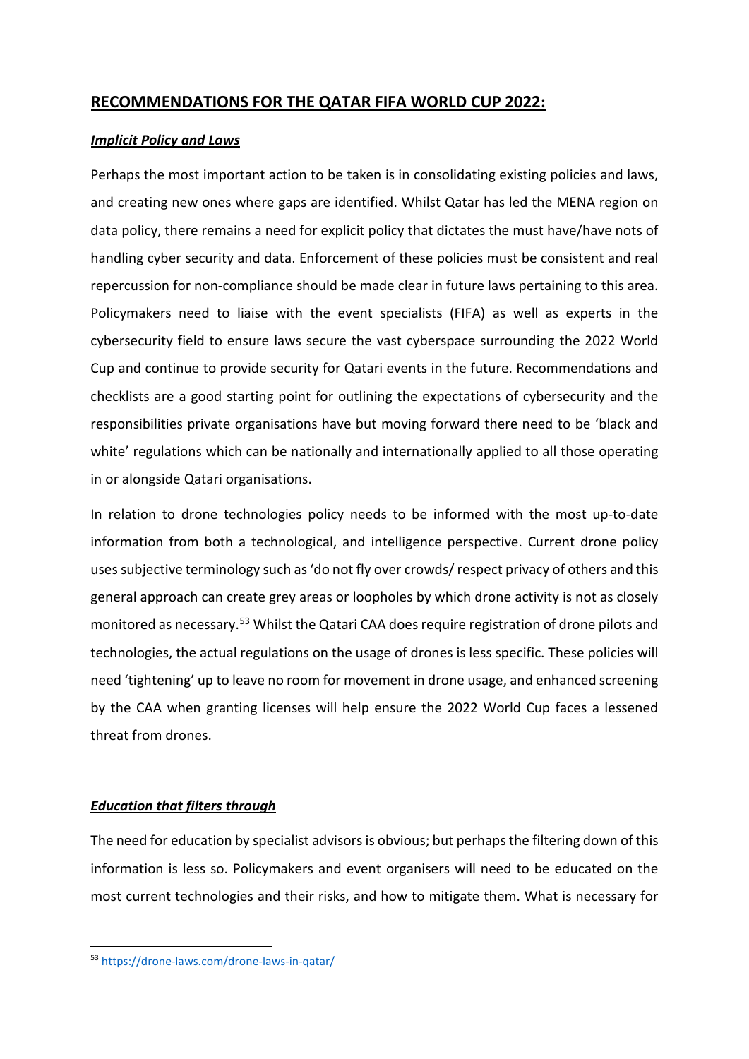## RECOMMENDATIONS FOR THE QATAR FIFA WORLD CUP 2022:

### ***Implicit Policy and Laws***

Perhaps the most important action to be taken is in consolidating existing policies and laws, and creating new ones where gaps are identified. Whilst Qatar has led the MENA region on data policy, there remains a need for explicit policy that dictates the must have/have nots of handling cyber security and data. Enforcement of these policies must be consistent and real repercussion for non-compliance should be made clear in future laws pertaining to this area. Policymakers need to liaise with the event specialists (FIFA) as well as experts in the cybersecurity field to ensure laws secure the vast cyberspace surrounding the 2022 World Cup and continue to provide security for Qatari events in the future. Recommendations and checklists are a good starting point for outlining the expectations of cybersecurity and the responsibilities private organisations have but moving forward there need to be 'black and white' regulations which can be nationally and internationally applied to all those operating in or alongside Qatari organisations.

In relation to drone technologies policy needs to be informed with the most up-to-date information from both a technological, and intelligence perspective. Current drone policy uses subjective terminology such as 'do not fly over crowds/ respect privacy of others and this general approach can create grey areas or loopholes by which drone activity is not as closely monitored as necessary.[53] Whilst the Qatari CAA does require registration of drone pilots and technologies, the actual regulations on the usage of drones is less specific. These policies will need 'tightening' up to leave no room for movement in drone usage, and enhanced screening by the CAA when granting licenses will help ensure the 2022 World Cup faces a lessened threat from drones.

### ***Education that filters through***

The need for education by specialist advisors is obvious; but perhaps the filtering down of this information is less so. Policymakers and event organisers will need to be educated on the most current technologies and their risks, and how to mitigate them. What is necessary for

---

[53] https://drone-laws.com/drone-laws-in-qatar/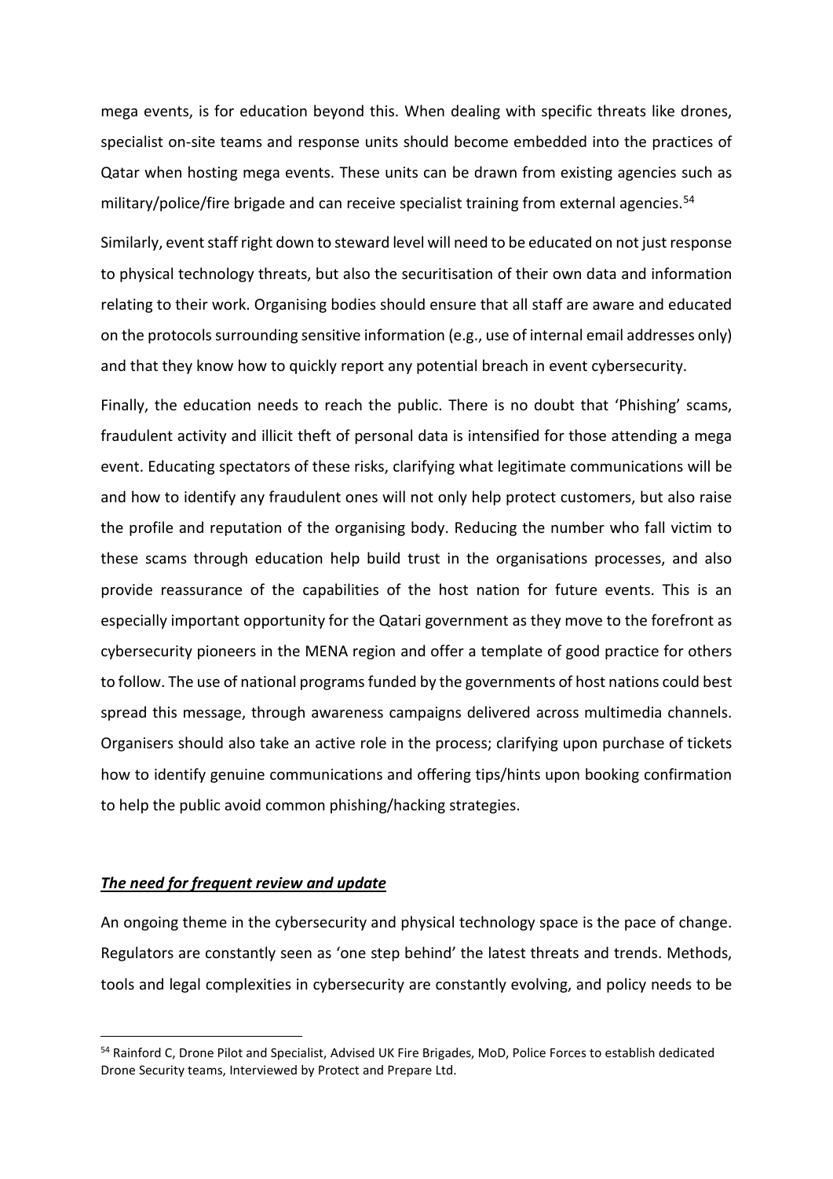mega events, is for education beyond this. When dealing with specific threats like drones, specialist on-site teams and response units should become embedded into the practices of Qatar when hosting mega events. These units can be drawn from existing agencies such as military/police/fire brigade and can receive specialist training from external agencies.[54]

Similarly, event staff right down to steward level will need to be educated on not just response to physical technology threats, but also the securitisation of their own data and information relating to their work. Organising bodies should ensure that all staff are aware and educated on the protocols surrounding sensitive information (e.g., use of internal email addresses only) and that they know how to quickly report any potential breach in event cybersecurity.

Finally, the education needs to reach the public. There is no doubt that 'Phishing' scams, fraudulent activity and illicit theft of personal data is intensified for those attending a mega event. Educating spectators of these risks, clarifying what legitimate communications will be and how to identify any fraudulent ones will not only help protect customers, but also raise the profile and reputation of the organising body. Reducing the number who fall victim to these scams through education help build trust in the organisations processes, and also provide reassurance of the capabilities of the host nation for future events. This is an especially important opportunity for the Qatari government as they move to the forefront as cybersecurity pioneers in the MENA region and offer a template of good practice for others to follow. The use of national programs funded by the governments of host nations could best spread this message, through awareness campaigns delivered across multimedia channels. Organisers should also take an active role in the process; clarifying upon purchase of tickets how to identify genuine communications and offering tips/hints upon booking confirmation to help the public avoid common phishing/hacking strategies.

### ***The need for frequent review and update***

An ongoing theme in the cybersecurity and physical technology space is the pace of change. Regulators are constantly seen as 'one step behind' the latest threats and trends. Methods, tools and legal complexities in cybersecurity are constantly evolving, and policy needs to be

---

[54] Rainford C, Drone Pilot and Specialist, Advised UK Fire Brigades, MoD, Police Forces to establish dedicated Drone Security teams, Interviewed by Protect and Prepare Ltd.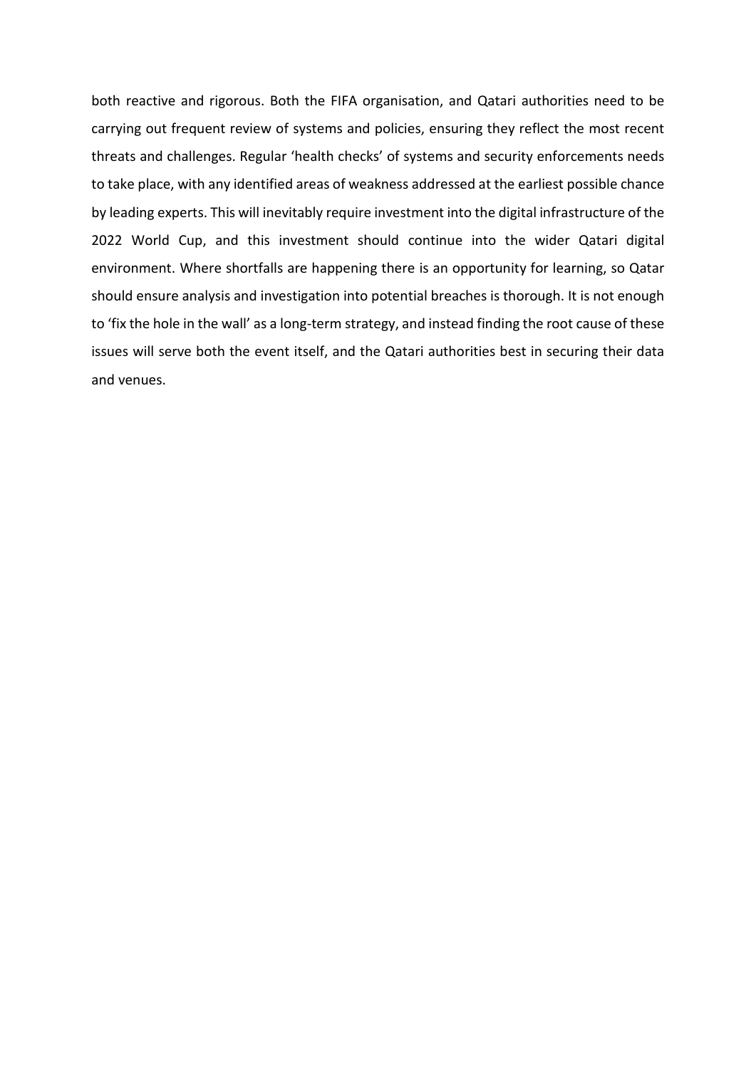both reactive and rigorous. Both the FIFA organisation, and Qatari authorities need to be carrying out frequent review of systems and policies, ensuring they reflect the most recent threats and challenges. Regular 'health checks' of systems and security enforcements needs to take place, with any identified areas of weakness addressed at the earliest possible chance by leading experts. This will inevitably require investment into the digital infrastructure of the 2022 World Cup, and this investment should continue into the wider Qatari digital environment. Where shortfalls are happening there is an opportunity for learning, so Qatar should ensure analysis and investigation into potential breaches is thorough. It is not enough to 'fix the hole in the wall' as a long-term strategy, and instead finding the root cause of these issues will serve both the event itself, and the Qatari authorities best in securing their data and venues.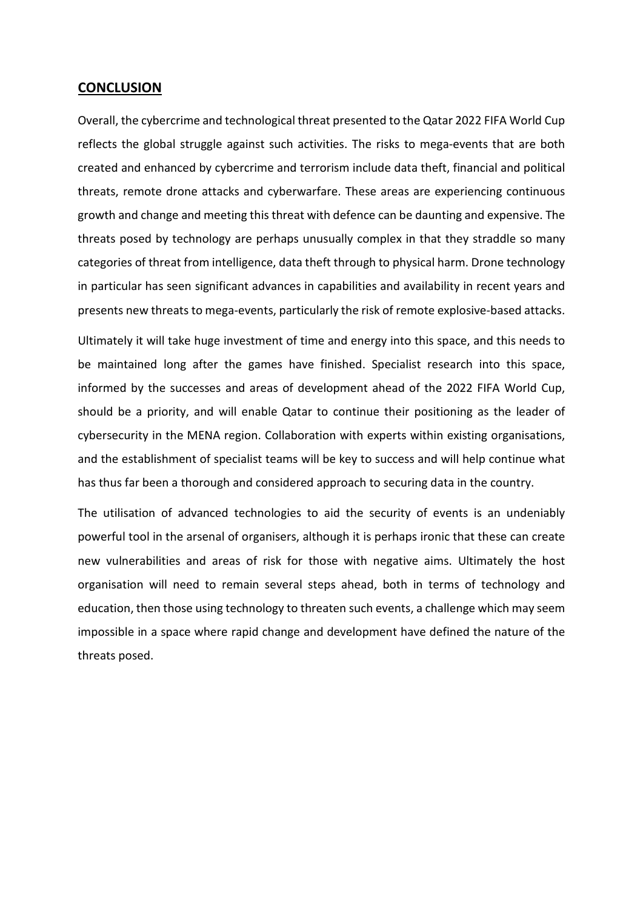## CONCLUSION

Overall, the cybercrime and technological threat presented to the Qatar 2022 FIFA World Cup reflects the global struggle against such activities. The risks to mega-events that are both created and enhanced by cybercrime and terrorism include data theft, financial and political threats, remote drone attacks and cyberwarfare. These areas are experiencing continuous growth and change and meeting this threat with defence can be daunting and expensive. The threats posed by technology are perhaps unusually complex in that they straddle so many categories of threat from intelligence, data theft through to physical harm. Drone technology in particular has seen significant advances in capabilities and availability in recent years and presents new threats to mega-events, particularly the risk of remote explosive-based attacks.

Ultimately it will take huge investment of time and energy into this space, and this needs to be maintained long after the games have finished. Specialist research into this space, informed by the successes and areas of development ahead of the 2022 FIFA World Cup, should be a priority, and will enable Qatar to continue their positioning as the leader of cybersecurity in the MENA region. Collaboration with experts within existing organisations, and the establishment of specialist teams will be key to success and will help continue what has thus far been a thorough and considered approach to securing data in the country.

The utilisation of advanced technologies to aid the security of events is an undeniably powerful tool in the arsenal of organisers, although it is perhaps ironic that these can create new vulnerabilities and areas of risk for those with negative aims. Ultimately the host organisation will need to remain several steps ahead, both in terms of technology and education, then those using technology to threaten such events, a challenge which may seem impossible in a space where rapid change and development have defined the nature of the threats posed.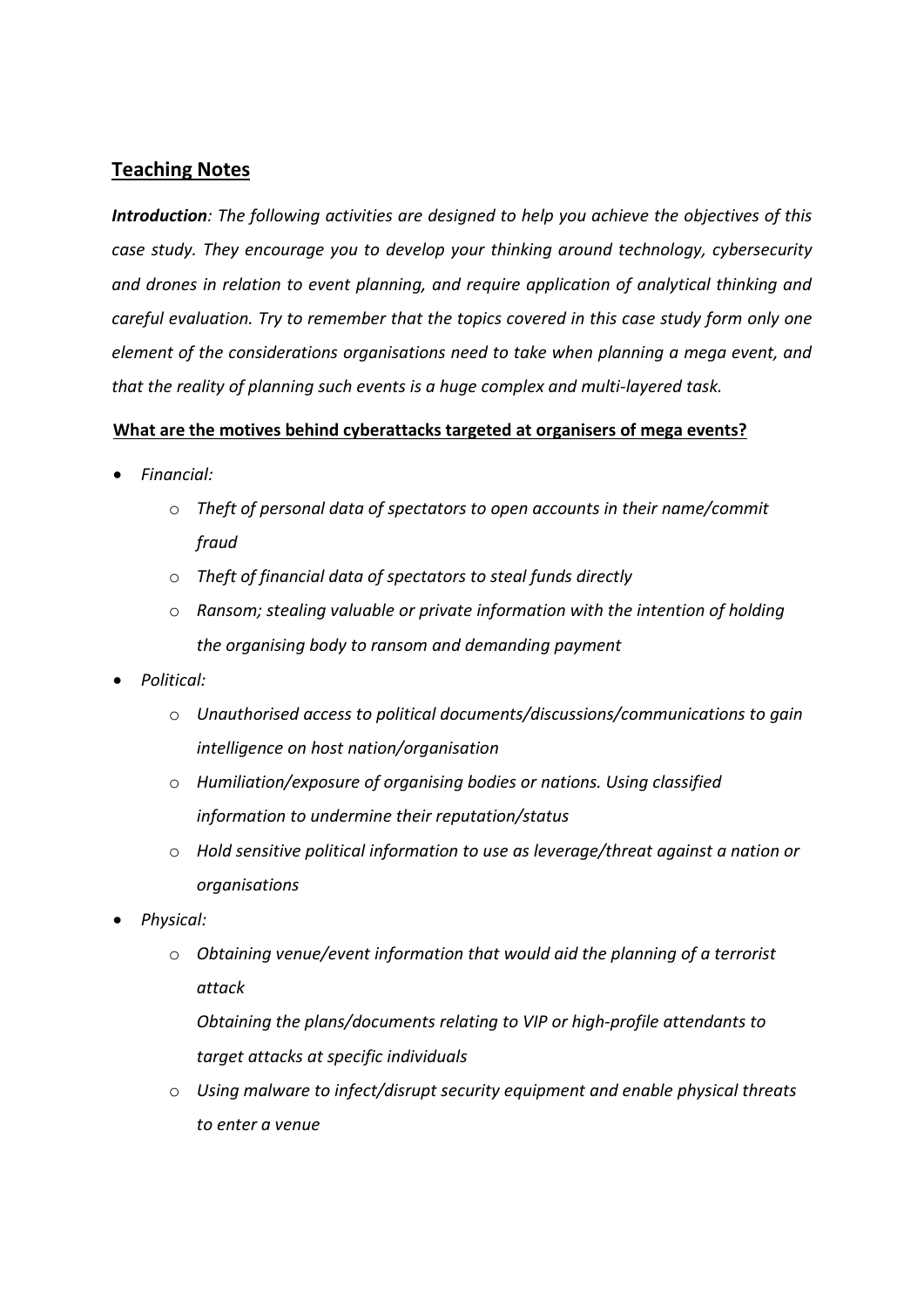## Teaching Notes

***Introduction**: The following activities are designed to help you achieve the objectives of this case study. They encourage you to develop your thinking around technology, cybersecurity and drones in relation to event planning, and require application of analytical thinking and careful evaluation. Try to remember that the topics covered in this case study form only one element of the considerations organisations need to take when planning a mega event, and that the reality of planning such events is a huge complex and multi-layered task.*

**What are the motives behind cyberattacks targeted at organisers of mega events?**

- *Financial:*
  - *Theft of personal data of spectators to open accounts in their name/commit fraud*
  - *Theft of financial data of spectators to steal funds directly*
  - *Ransom; stealing valuable or private information with the intention of holding the organising body to ransom and demanding payment*
- *Political:*
  - *Unauthorised access to political documents/discussions/communications to gain intelligence on host nation/organisation*
  - *Humiliation/exposure of organising bodies or nations. Using classified information to undermine their reputation/status*
  - *Hold sensitive political information to use as leverage/threat against a nation or organisations*
- *Physical:*
  - *Obtaining venue/event information that would aid the planning of a terrorist attack*

    *Obtaining the plans/documents relating to VIP or high-profile attendants to target attacks at specific individuals*
  - *Using malware to infect/disrupt security equipment and enable physical threats to enter a venue*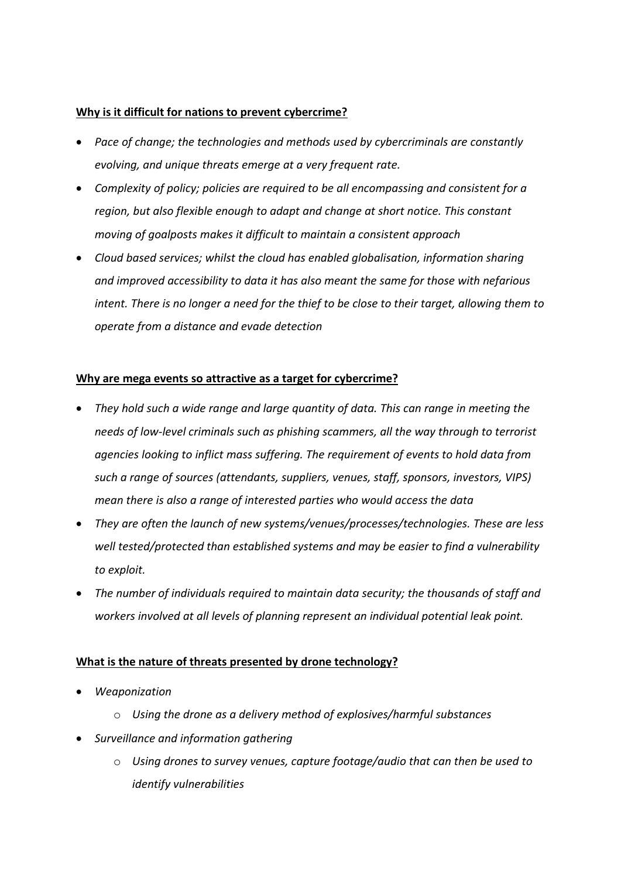**Why is it difficult for nations to prevent cybercrime?**

- *Pace of change; the technologies and methods used by cybercriminals are constantly evolving, and unique threats emerge at a very frequent rate.*
- *Complexity of policy; policies are required to be all encompassing and consistent for a region, but also flexible enough to adapt and change at short notice. This constant moving of goalposts makes it difficult to maintain a consistent approach*
- *Cloud based services; whilst the cloud has enabled globalisation, information sharing and improved accessibility to data it has also meant the same for those with nefarious intent. There is no longer a need for the thief to be close to their target, allowing them to operate from a distance and evade detection*

**Why are mega events so attractive as a target for cybercrime?**

- *They hold such a wide range and large quantity of data. This can range in meeting the needs of low-level criminals such as phishing scammers, all the way through to terrorist agencies looking to inflict mass suffering. The requirement of events to hold data from such a range of sources (attendants, suppliers, venues, staff, sponsors, investors, VIPS) mean there is also a range of interested parties who would access the data*
- *They are often the launch of new systems/venues/processes/technologies. These are less well tested/protected than established systems and may be easier to find a vulnerability to exploit.*
- *The number of individuals required to maintain data security; the thousands of staff and workers involved at all levels of planning represent an individual potential leak point.*

**What is the nature of threats presented by drone technology?**

- *Weaponization*
  - *Using the drone as a delivery method of explosives/harmful substances*
- *Surveillance and information gathering*
  - *Using drones to survey venues, capture footage/audio that can then be used to identify vulnerabilities*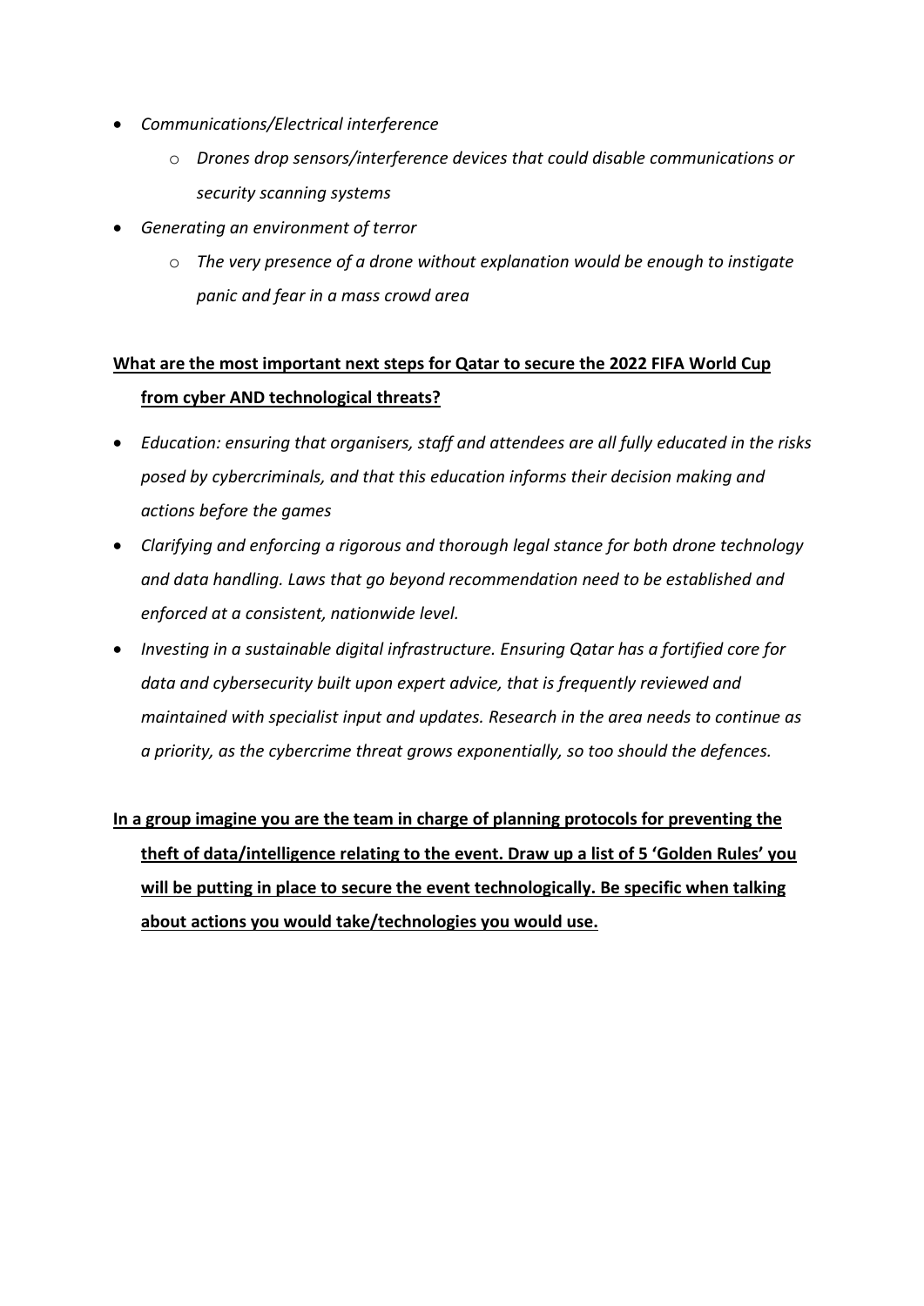- *Communications/Electrical interference*
    - *Drones drop sensors/interference devices that could disable communications or security scanning systems*
- *Generating an environment of terror*
    - *The very presence of a drone without explanation would be enough to instigate panic and fear in a mass crowd area*

**<u>What are the most important next steps for Qatar to secure the 2022 FIFA World Cup from cyber AND technological threats?</u>**

- *Education: ensuring that organisers, staff and attendees are all fully educated in the risks posed by cybercriminals, and that this education informs their decision making and actions before the games*
- *Clarifying and enforcing a rigorous and thorough legal stance for both drone technology and data handling. Laws that go beyond recommendation need to be established and enforced at a consistent, nationwide level.*
- *Investing in a sustainable digital infrastructure. Ensuring Qatar has a fortified core for data and cybersecurity built upon expert advice, that is frequently reviewed and maintained with specialist input and updates. Research in the area needs to continue as a priority, as the cybercrime threat grows exponentially, so too should the defences.*

**<u>In a group imagine you are the team in charge of planning protocols for preventing the theft of data/intelligence relating to the event. Draw up a list of 5 'Golden Rules' you will be putting in place to secure the event technologically. Be specific when talking about actions you would take/technologies you would use.</u>**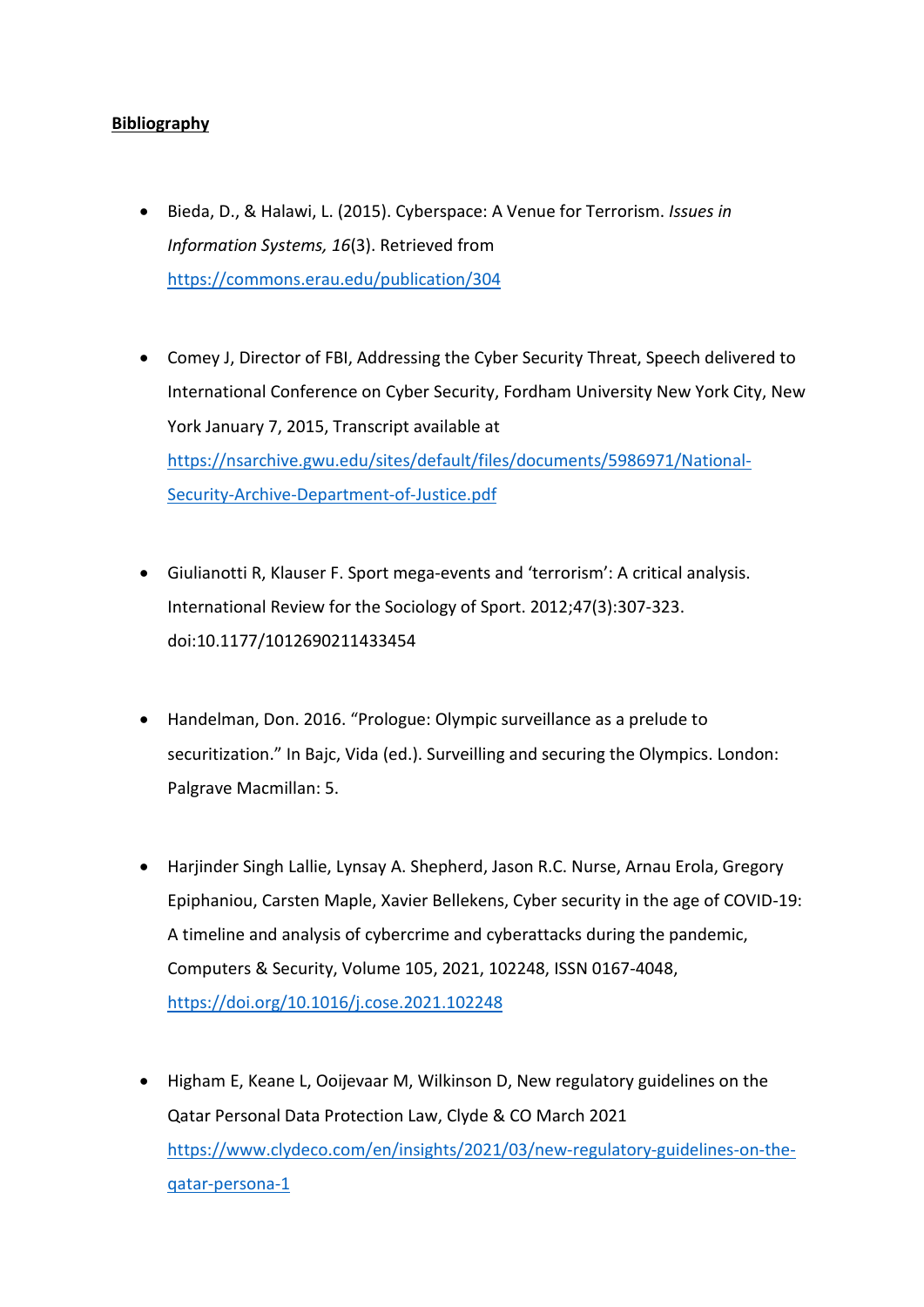**Bibliography**

- Bieda, D., & Halawi, L. (2015). Cyberspace: A Venue for Terrorism. *Issues in Information Systems, 16*(3). Retrieved from https://commons.erau.edu/publication/304

- Comey J, Director of FBI, Addressing the Cyber Security Threat, Speech delivered to International Conference on Cyber Security, Fordham University New York City, New York January 7, 2015, Transcript available at https://nsarchive.gwu.edu/sites/default/files/documents/5986971/National-Security-Archive-Department-of-Justice.pdf

- Giulianotti R, Klauser F. Sport mega-events and 'terrorism': A critical analysis. International Review for the Sociology of Sport. 2012;47(3):307-323. doi:10.1177/1012690211433454

- Handelman, Don. 2016. "Prologue: Olympic surveillance as a prelude to securitization." In Bajc, Vida (ed.). Surveilling and securing the Olympics. London: Palgrave Macmillan: 5.

- Harjinder Singh Lallie, Lynsay A. Shepherd, Jason R.C. Nurse, Arnau Erola, Gregory Epiphaniou, Carsten Maple, Xavier Bellekens, Cyber security in the age of COVID-19: A timeline and analysis of cybercrime and cyberattacks during the pandemic, Computers & Security, Volume 105, 2021, 102248, ISSN 0167-4048, https://doi.org/10.1016/j.cose.2021.102248

- Higham E, Keane L, Ooijevaar M, Wilkinson D, New regulatory guidelines on the Qatar Personal Data Protection Law, Clyde & CO March 2021 https://www.clydeco.com/en/insights/2021/03/new-regulatory-guidelines-on-the-qatar-persona-1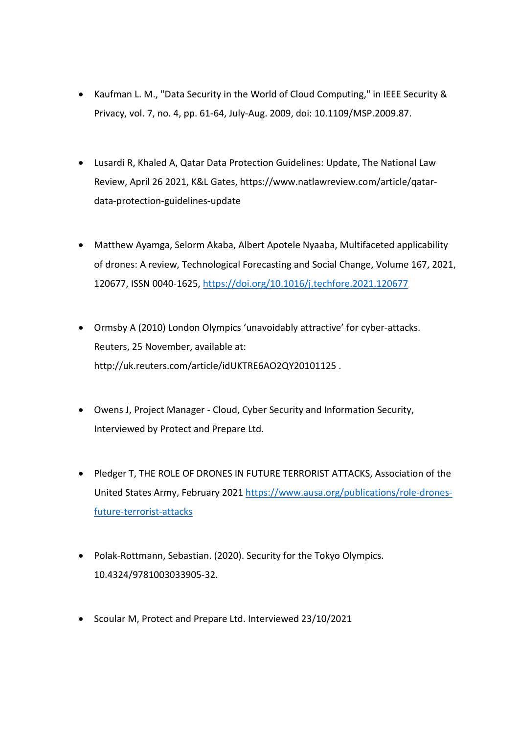- Kaufman L. M., "Data Security in the World of Cloud Computing," in IEEE Security & Privacy, vol. 7, no. 4, pp. 61-64, July-Aug. 2009, doi: 10.1109/MSP.2009.87.

- Lusardi R, Khaled A, Qatar Data Protection Guidelines: Update, The National Law Review, April 26 2021, K&L Gates, https://www.natlawreview.com/article/qatar-data-protection-guidelines-update

- Matthew Ayamga, Selorm Akaba, Albert Apotele Nyaaba, Multifaceted applicability of drones: A review, Technological Forecasting and Social Change, Volume 167, 2021, 120677, ISSN 0040-1625, https://doi.org/10.1016/j.techfore.2021.120677

- Ormsby A (2010) London Olympics 'unavoidably attractive' for cyber-attacks. Reuters, 25 November, available at: http://uk.reuters.com/article/idUKTRE6AO2QY20101125 .

- Owens J, Project Manager - Cloud, Cyber Security and Information Security, Interviewed by Protect and Prepare Ltd.

- Pledger T, THE ROLE OF DRONES IN FUTURE TERRORIST ATTACKS, Association of the United States Army, February 2021 https://www.ausa.org/publications/role-drones-future-terrorist-attacks

- Polak-Rottmann, Sebastian. (2020). Security for the Tokyo Olympics. 10.4324/9781003033905-32.

- Scoular M, Protect and Prepare Ltd. Interviewed 23/10/2021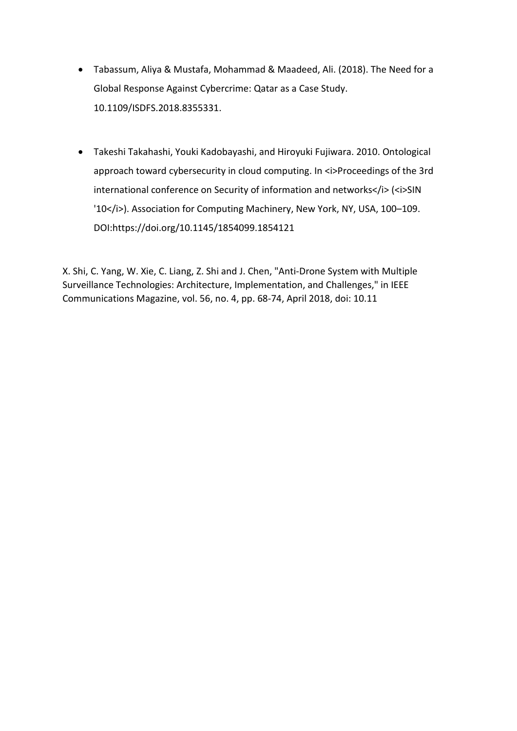- Tabassum, Aliya & Mustafa, Mohammad & Maadeed, Ali. (2018). The Need for a Global Response Against Cybercrime: Qatar as a Case Study. 10.1109/ISDFS.2018.8355331.

- Takeshi Takahashi, Youki Kadobayashi, and Hiroyuki Fujiwara. 2010. Ontological approach toward cybersecurity in cloud computing. In <i>Proceedings of the 3rd international conference on Security of information and networks</i> (<i>SIN '10</i>). Association for Computing Machinery, New York, NY, USA, 100–109. DOI:https://doi.org/10.1145/1854099.1854121

X. Shi, C. Yang, W. Xie, C. Liang, Z. Shi and J. Chen, "Anti-Drone System with Multiple Surveillance Technologies: Architecture, Implementation, and Challenges," in IEEE Communications Magazine, vol. 56, no. 4, pp. 68-74, April 2018, doi: 10.11